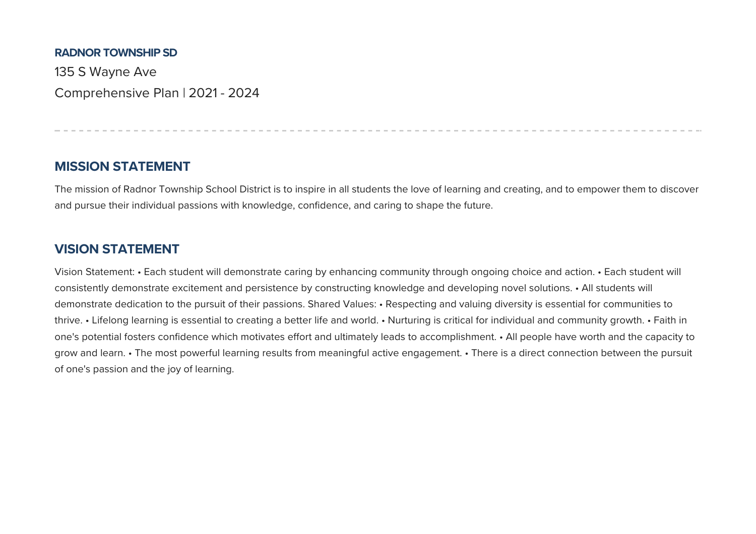**RADNOR TOWNSHIP SD**

135 S Wayne Ave

Comprehensive Plan | 2021 - 2024

---

## MISSION STATEMENT

The mission of Radnor Township School District is to inspire in all students the love of learning and creating, and to empower them to discover and pursue their individual passions with knowledge, confidence, and caring to shape the future.

## VISION STATEMENT

Vision Statement: • Each student will demonstrate caring by enhancing community through ongoing choice and action. • Each student will consistently demonstrate excitement and persistence by constructing knowledge and developing novel solutions. • All students will demonstrate dedication to the pursuit of their passions. Shared Values: • Respecting and valuing diversity is essential for communities to thrive. • Lifelong learning is essential to creating a better life and world. • Nurturing is critical for individual and community growth. • Faith in one's potential fosters confidence which motivates effort and ultimately leads to accomplishment. • All people have worth and the capacity to grow and learn. • The most powerful learning results from meaningful active engagement. • There is a direct connection between the pursuit of one's passion and the joy of learning.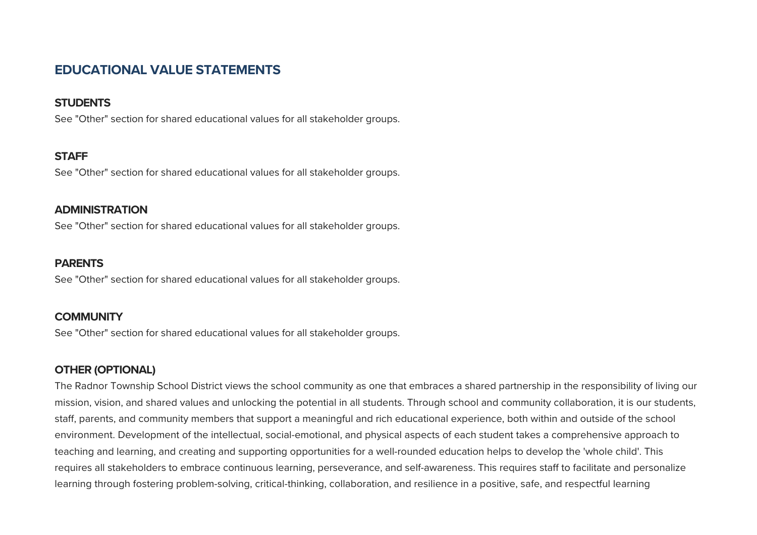## EDUCATIONAL VALUE STATEMENTS

### STUDENTS

See "Other" section for shared educational values for all stakeholder groups.

### STAFF

See "Other" section for shared educational values for all stakeholder groups.

### ADMINISTRATION

See "Other" section for shared educational values for all stakeholder groups.

### PARENTS

See "Other" section for shared educational values for all stakeholder groups.

### COMMUNITY

See "Other" section for shared educational values for all stakeholder groups.

### OTHER (OPTIONAL)

The Radnor Township School District views the school community as one that embraces a shared partnership in the responsibility of living our mission, vision, and shared values and unlocking the potential in all students. Through school and community collaboration, it is our students, staff, parents, and community members that support a meaningful and rich educational experience, both within and outside of the school environment. Development of the intellectual, social-emotional, and physical aspects of each student takes a comprehensive approach to teaching and learning, and creating and supporting opportunities for a well-rounded education helps to develop the 'whole child'. This requires all stakeholders to embrace continuous learning, perseverance, and self-awareness. This requires staff to facilitate and personalize learning through fostering problem-solving, critical-thinking, collaboration, and resilience in a positive, safe, and respectful learning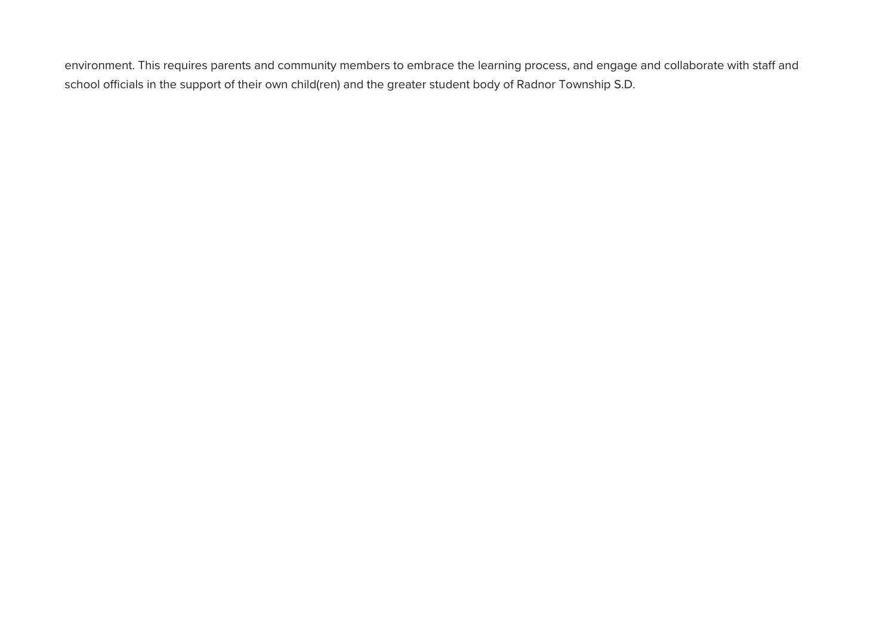environment. This requires parents and community members to embrace the learning process, and engage and collaborate with staff and school officials in the support of their own child(ren) and the greater student body of Radnor Township S.D.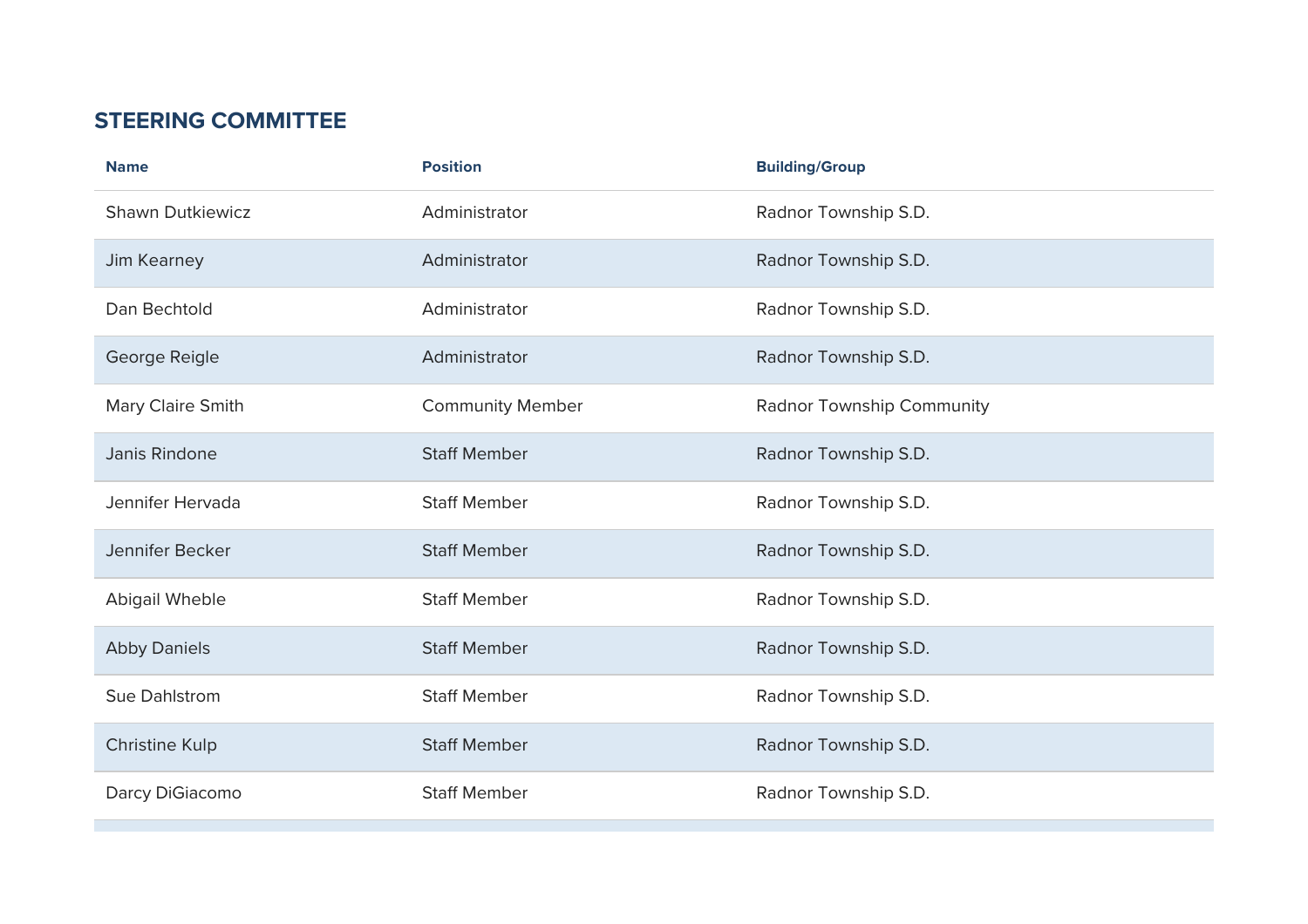## STEERING COMMITTEE

| Name | Position | Building/Group |
|---|---|---|
| Shawn Dutkiewicz | Administrator | Radnor Township S.D. |
| Jim Kearney | Administrator | Radnor Township S.D. |
| Dan Bechtold | Administrator | Radnor Township S.D. |
| George Reigle | Administrator | Radnor Township S.D. |
| Mary Claire Smith | Community Member | Radnor Township Community |
| Janis Rindone | Staff Member | Radnor Township S.D. |
| Jennifer Hervada | Staff Member | Radnor Township S.D. |
| Jennifer Becker | Staff Member | Radnor Township S.D. |
| Abigail Wheble | Staff Member | Radnor Township S.D. |
| Abby Daniels | Staff Member | Radnor Township S.D. |
| Sue Dahlstrom | Staff Member | Radnor Township S.D. |
| Christine Kulp | Staff Member | Radnor Township S.D. |
| Darcy DiGiacomo | Staff Member | Radnor Township S.D. |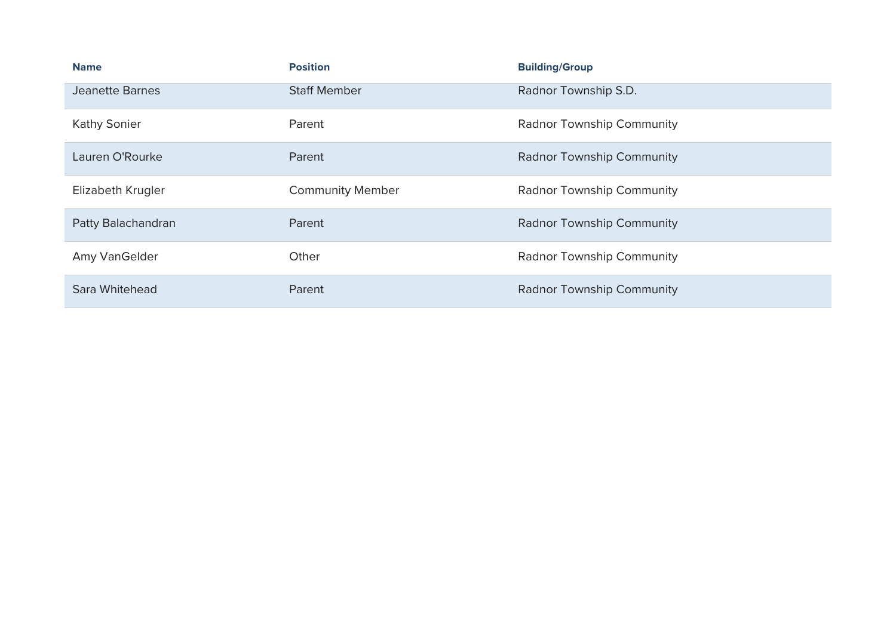| Name | Position | Building/Group |
|---|---|---|
| Jeanette Barnes | Staff Member | Radnor Township S.D. |
| Kathy Sonier | Parent | Radnor Township Community |
| Lauren O'Rourke | Parent | Radnor Township Community |
| Elizabeth Krugler | Community Member | Radnor Township Community |
| Patty Balachandran | Parent | Radnor Township Community |
| Amy VanGelder | Other | Radnor Township Community |
| Sara Whitehead | Parent | Radnor Township Community |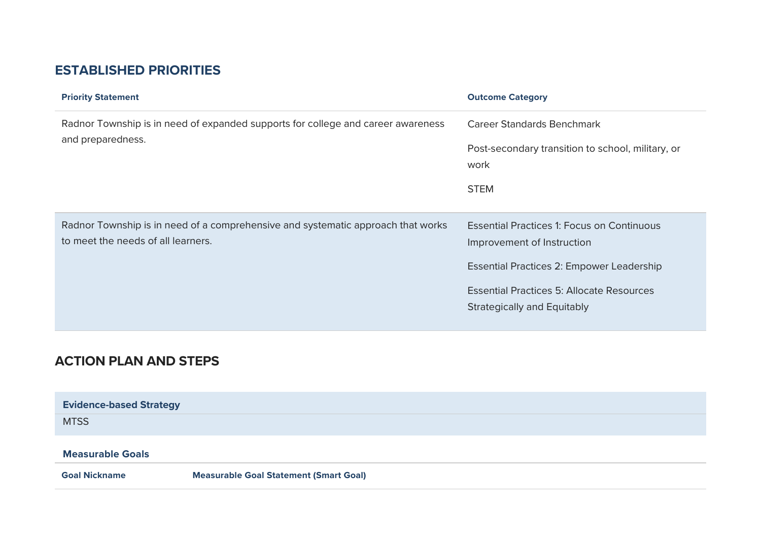## ESTABLISHED PRIORITIES

| Priority Statement | Outcome Category |
| --- | --- |
| Radnor Township is in need of expanded supports for college and career awareness and preparedness. | Career Standards Benchmark<br><br>Post-secondary transition to school, military, or work<br><br>STEM |
| Radnor Township is in need of a comprehensive and systematic approach that works to meet the needs of all learners. | Essential Practices 1: Focus on Continuous Improvement of Instruction<br><br>Essential Practices 2: Empower Leadership<br><br>Essential Practices 5: Allocate Resources Strategically and Equitably |

## ACTION PLAN AND STEPS

**Evidence-based Strategy**

MTSS

**Measurable Goals**

| Goal Nickname | Measurable Goal Statement (Smart Goal) |
| --- | --- |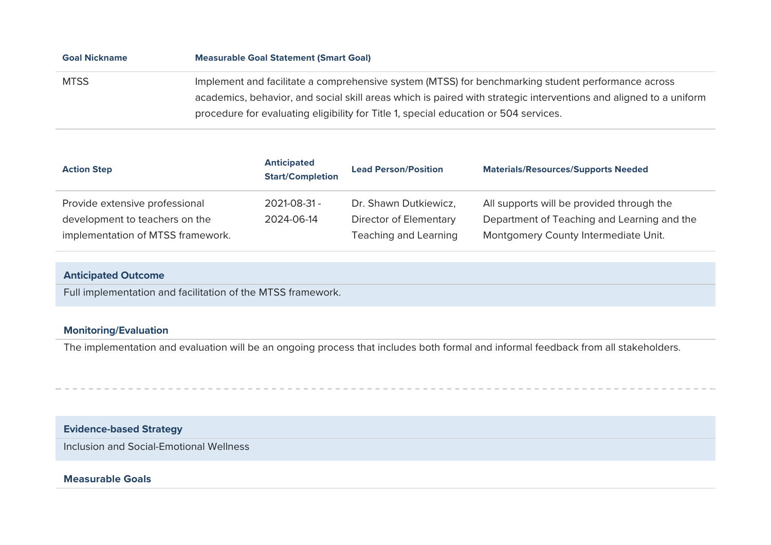| Goal Nickname | Measurable Goal Statement (Smart Goal) |
|---|---|
| MTSS | Implement and facilitate a comprehensive system (MTSS) for benchmarking student performance across academics, behavior, and social skill areas which is paired with strategic interventions and aligned to a uniform procedure for evaluating eligibility for Title 1, special education or 504 services. |

| Action Step | Anticipated Start/Completion | Lead Person/Position | Materials/Resources/Supports Needed |
|---|---|---|---|
| Provide extensive professional development to teachers on the implementation of MTSS framework. | 2021-08-31 - 2024-06-14 | Dr. Shawn Dutkiewicz, Director of Elementary Teaching and Learning | All supports will be provided through the Department of Teaching and Learning and the Montgomery County Intermediate Unit. |

**Anticipated Outcome**

Full implementation and facilitation of the MTSS framework.

**Monitoring/Evaluation**

The implementation and evaluation will be an ongoing process that includes both formal and informal feedback from all stakeholders.

---

**Evidence-based Strategy**

Inclusion and Social-Emotional Wellness

**Measurable Goals**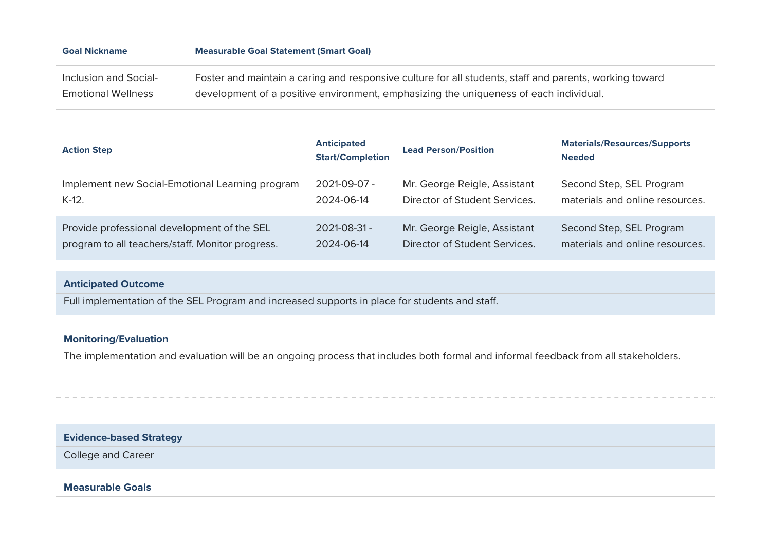| Goal Nickname | Measurable Goal Statement (Smart Goal) |
| --- | --- |
| Inclusion and Social-Emotional Wellness | Foster and maintain a caring and responsive culture for all students, staff and parents, working toward development of a positive environment, emphasizing the uniqueness of each individual. |

| Action Step | Anticipated Start/Completion | Lead Person/Position | Materials/Resources/Supports Needed |
| --- | --- | --- | --- |
| Implement new Social-Emotional Learning program K-12. | 2021-09-07 - 2024-06-14 | Mr. George Reigle, Assistant Director of Student Services. | Second Step, SEL Program materials and online resources. |
| Provide professional development of the SEL program to all teachers/staff. Monitor progress. | 2021-08-31 - 2024-06-14 | Mr. George Reigle, Assistant Director of Student Services. | Second Step, SEL Program materials and online resources. |

**Anticipated Outcome**

Full implementation of the SEL Program and increased supports in place for students and staff.

**Monitoring/Evaluation**

The implementation and evaluation will be an ongoing process that includes both formal and informal feedback from all stakeholders.

---

**Evidence-based Strategy**

College and Career

**Measurable Goals**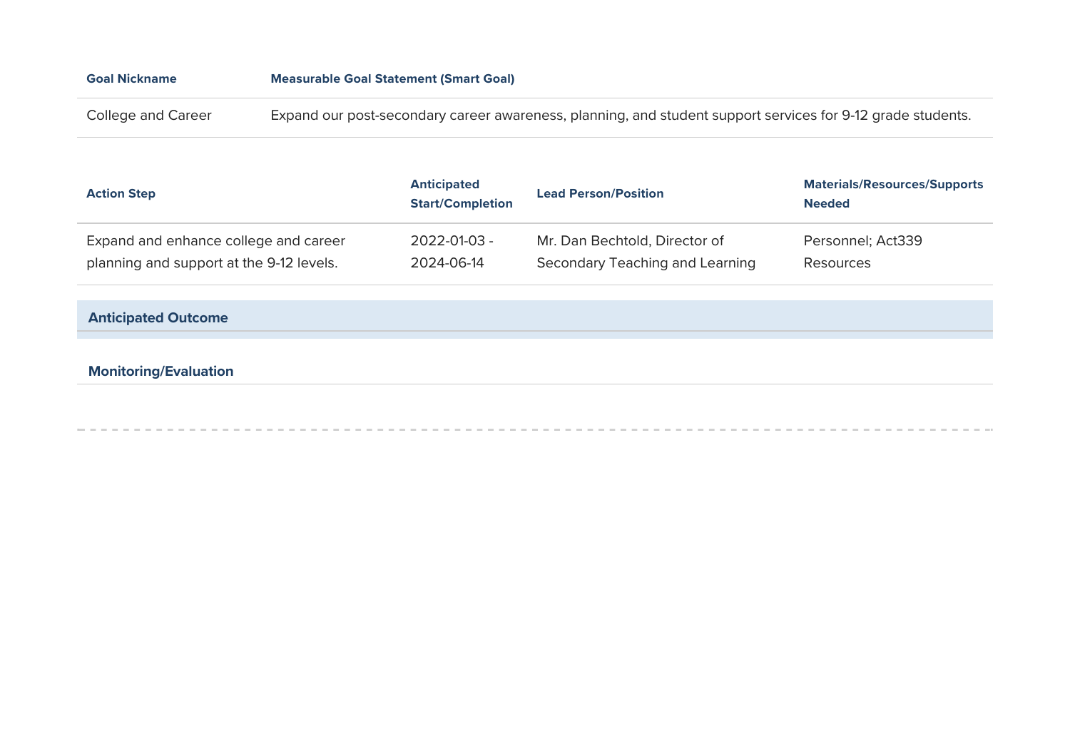| Goal Nickname | Measurable Goal Statement (Smart Goal) |
|---|---|
| College and Career | Expand our post-secondary career awareness, planning, and student support services for 9-12 grade students. |

| Action Step | Anticipated Start/Completion | Lead Person/Position | Materials/Resources/Supports Needed |
|---|---|---|---|
| Expand and enhance college and career planning and support at the 9-12 levels. | 2022-01-03 - 2024-06-14 | Mr. Dan Bechtold, Director of Secondary Teaching and Learning | Personnel; Act339 Resources |

**Anticipated Outcome**

**Monitoring/Evaluation**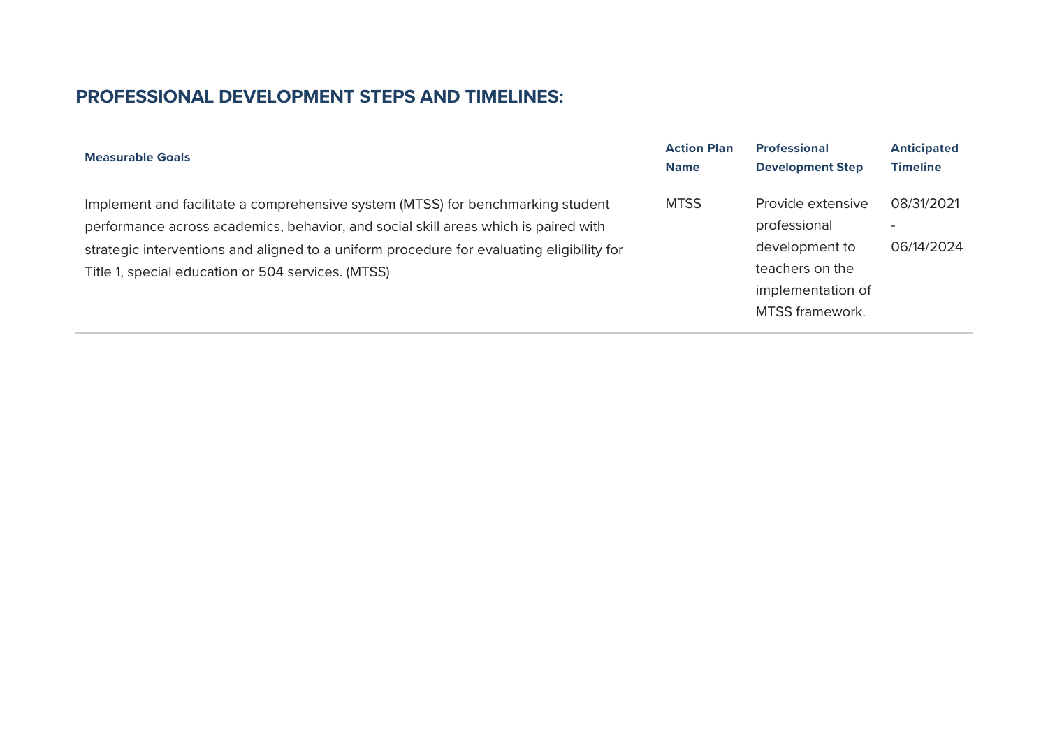## PROFESSIONAL DEVELOPMENT STEPS AND TIMELINES:

| Measurable Goals | Action Plan Name | Professional Development Step | Anticipated Timeline |
| --- | --- | --- | --- |
| Implement and facilitate a comprehensive system (MTSS) for benchmarking student performance across academics, behavior, and social skill areas which is paired with strategic interventions and aligned to a uniform procedure for evaluating eligibility for Title 1, special education or 504 services. (MTSS) | MTSS | Provide extensive professional development to teachers on the implementation of MTSS framework. | 08/31/2021 - 06/14/2024 |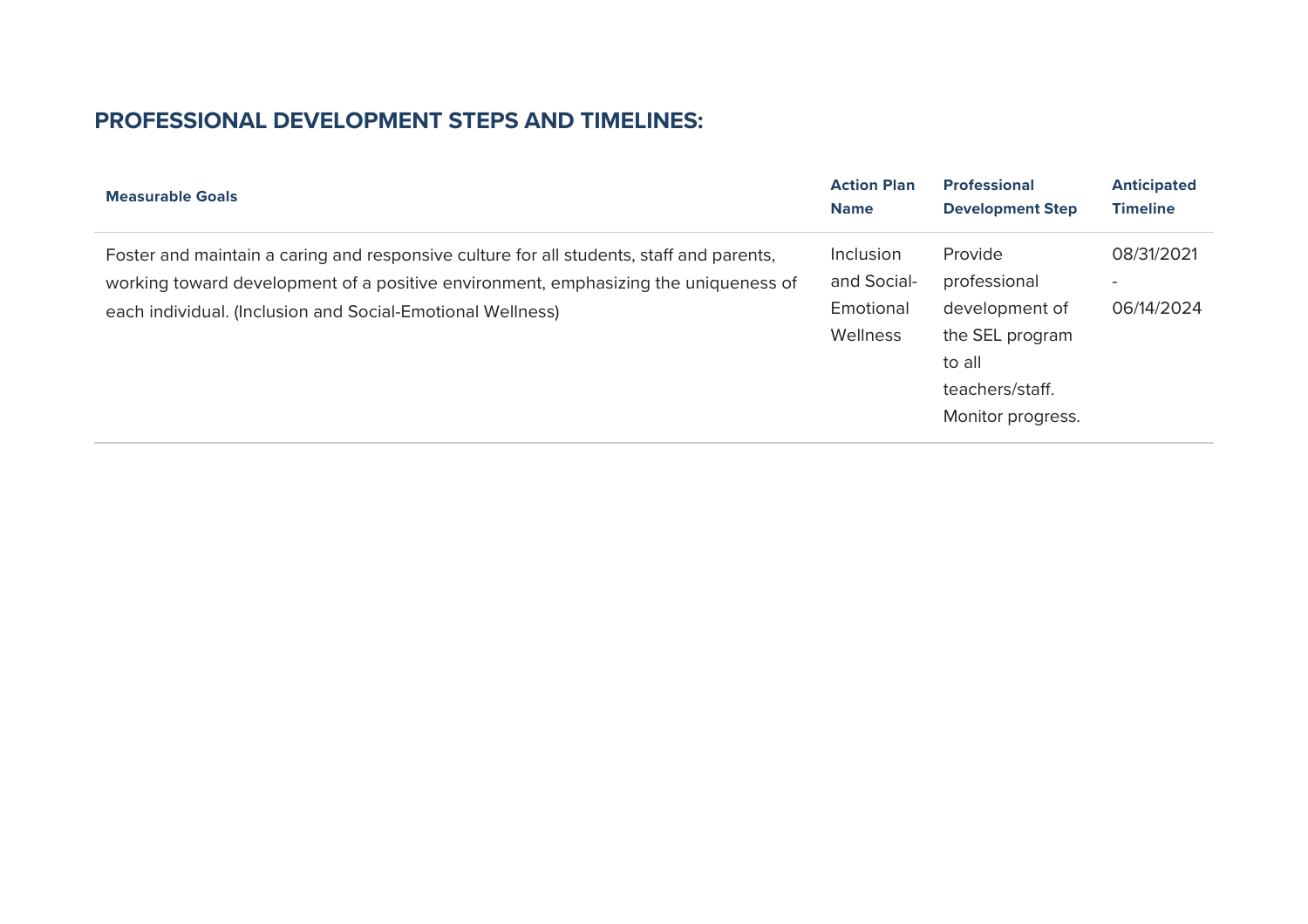## PROFESSIONAL DEVELOPMENT STEPS AND TIMELINES:

| Measurable Goals | Action Plan Name | Professional Development Step | Anticipated Timeline |
|---|---|---|---|
| Foster and maintain a caring and responsive culture for all students, staff and parents, working toward development of a positive environment, emphasizing the uniqueness of each individual. (Inclusion and Social-Emotional Wellness) | Inclusion and Social-Emotional Wellness | Provide professional development of the SEL program to all teachers/staff. Monitor progress. | 08/31/2021 - 06/14/2024 |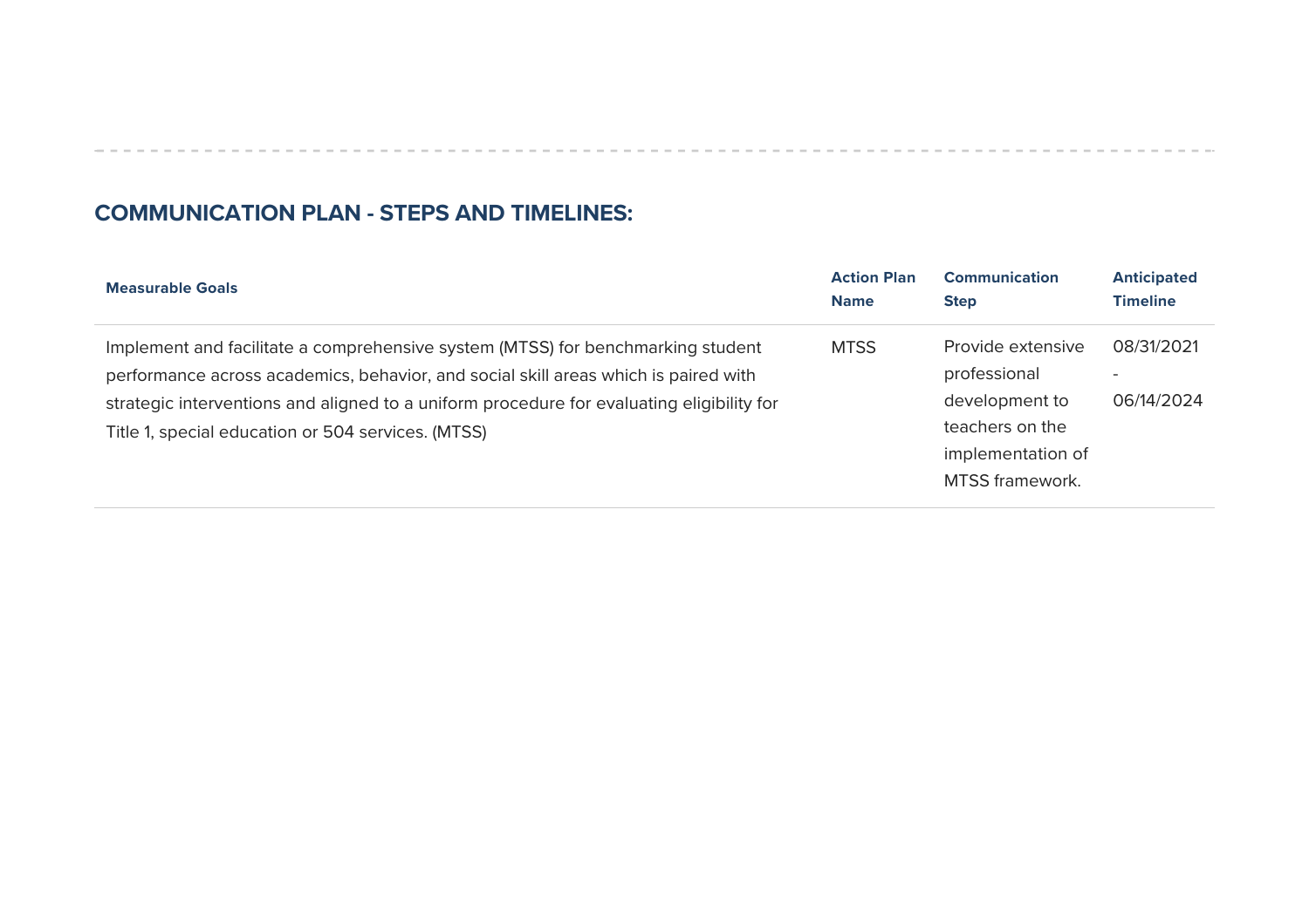## COMMUNICATION PLAN - STEPS AND TIMELINES:

| Measurable Goals | Action Plan Name | Communication Step | Anticipated Timeline |
| --- | --- | --- | --- |
| Implement and facilitate a comprehensive system (MTSS) for benchmarking student performance across academics, behavior, and social skill areas which is paired with strategic interventions and aligned to a uniform procedure for evaluating eligibility for Title 1, special education or 504 services. (MTSS) | MTSS | Provide extensive professional development to teachers on the implementation of MTSS framework. | 08/31/2021 - 06/14/2024 |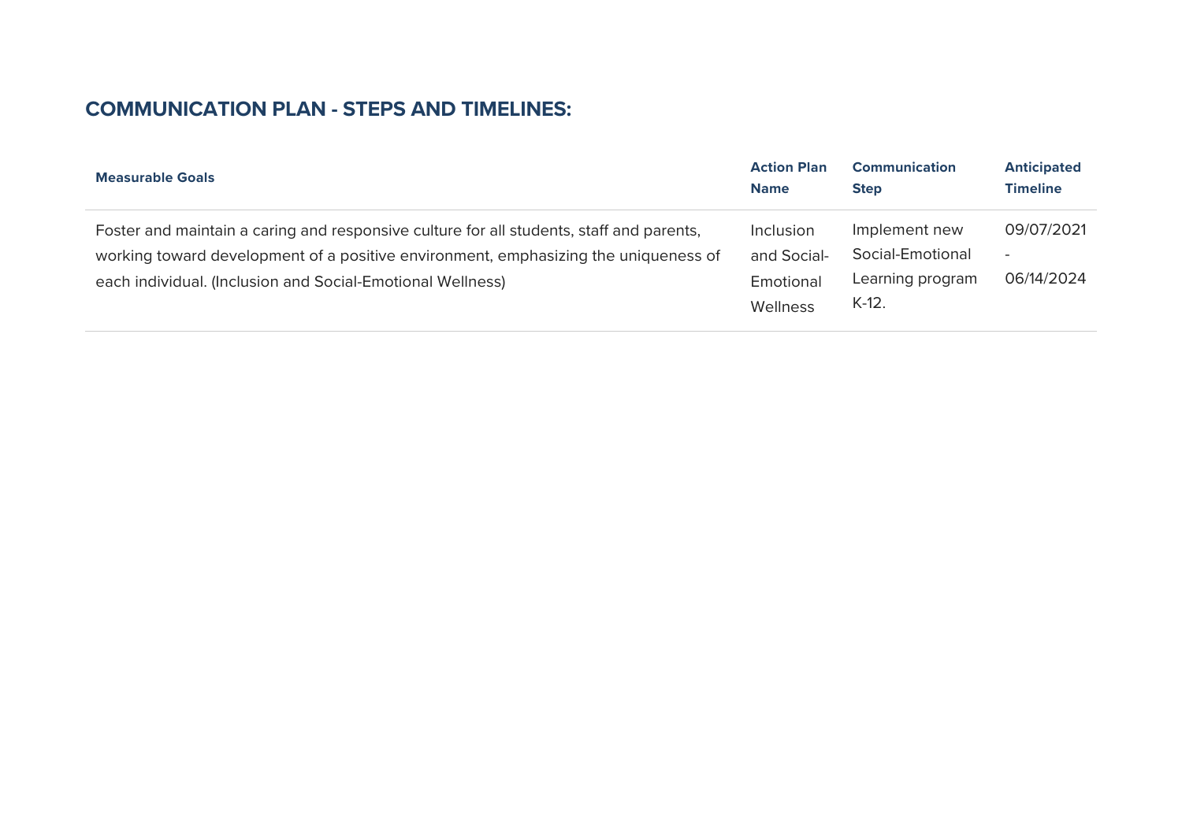## COMMUNICATION PLAN - STEPS AND TIMELINES:

| Measurable Goals | Action Plan Name | Communication Step | Anticipated Timeline |
| --- | --- | --- | --- |
| Foster and maintain a caring and responsive culture for all students, staff and parents, working toward development of a positive environment, emphasizing the uniqueness of each individual. (Inclusion and Social-Emotional Wellness) | Inclusion and Social-Emotional Wellness | Implement new Social-Emotional Learning program K-12. | 09/07/2021 - 06/14/2024 |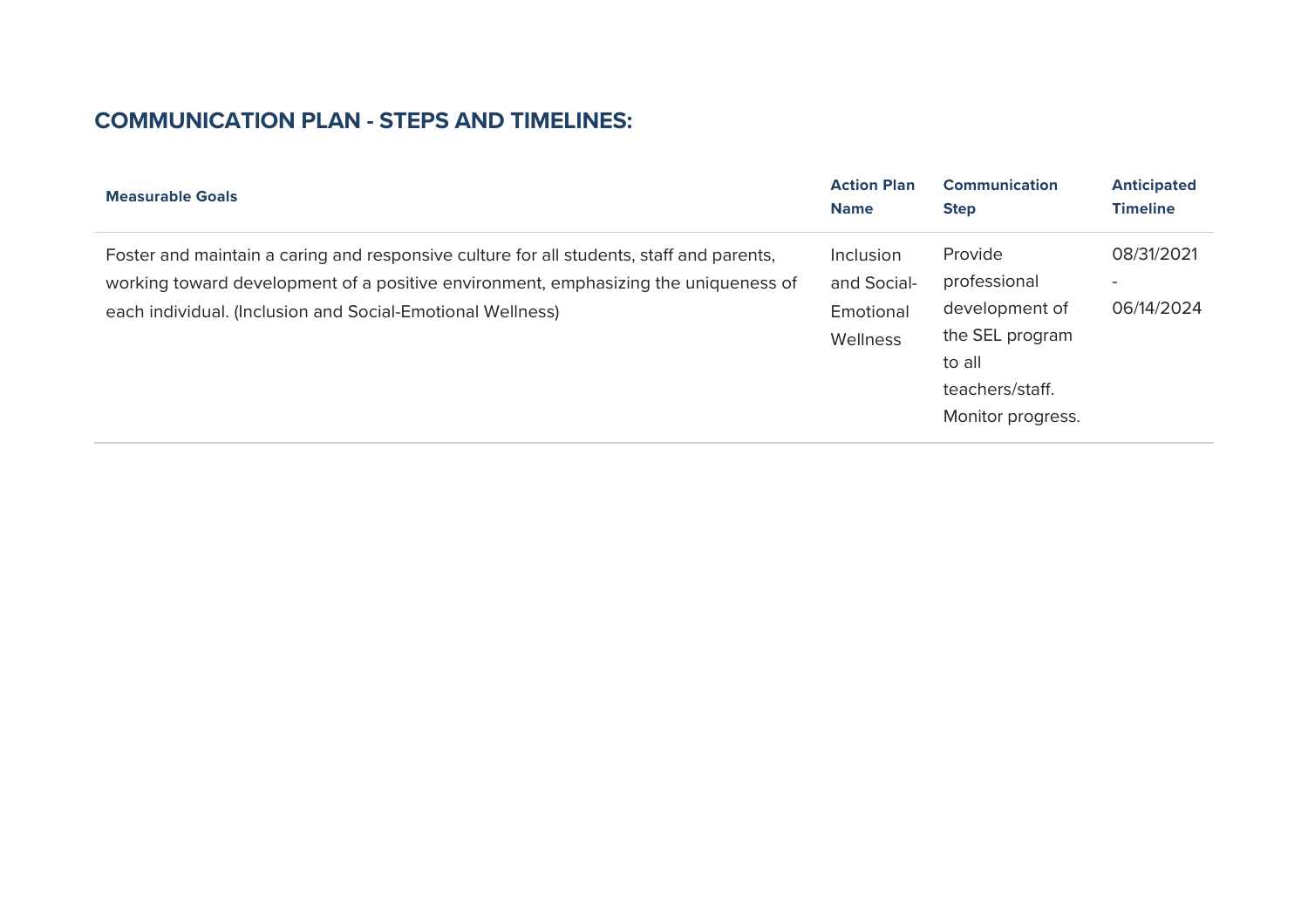## COMMUNICATION PLAN - STEPS AND TIMELINES:

| Measurable Goals | Action Plan Name | Communication Step | Anticipated Timeline |
|---|---|---|---|
| Foster and maintain a caring and responsive culture for all students, staff and parents, working toward development of a positive environment, emphasizing the uniqueness of each individual. (Inclusion and Social-Emotional Wellness) | Inclusion and Social-Emotional Wellness | Provide professional development of the SEL program to all teachers/staff. Monitor progress. | 08/31/2021 - 06/14/2024 |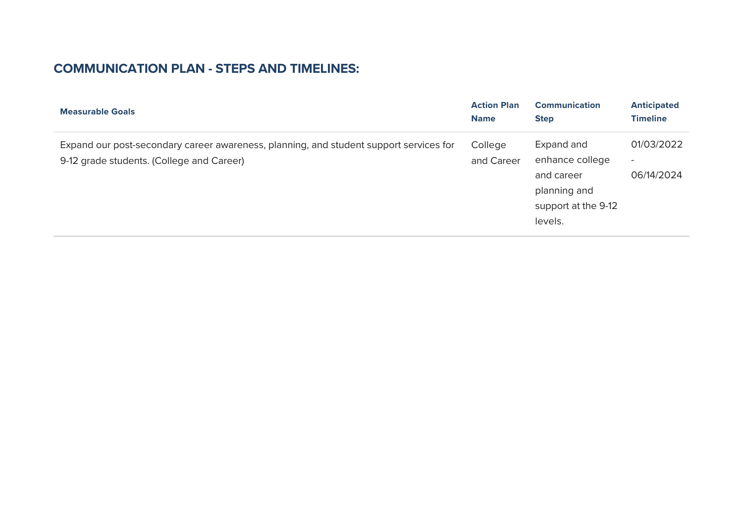## COMMUNICATION PLAN - STEPS AND TIMELINES:

| Measurable Goals | Action Plan Name | Communication Step | Anticipated Timeline |
|---|---|---|---|
| Expand our post-secondary career awareness, planning, and student support services for 9-12 grade students. (College and Career) | College and Career | Expand and enhance college and career planning and support at the 9-12 levels. | 01/03/2022 - 06/14/2024 |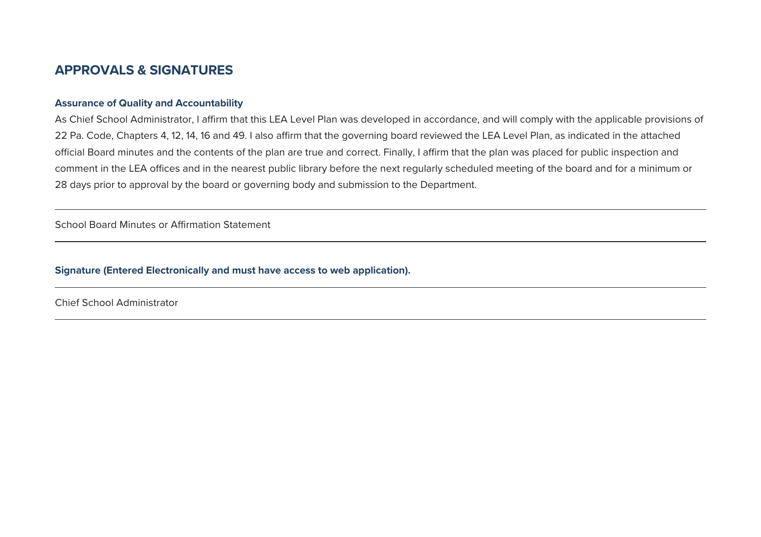## APPROVALS & SIGNATURES

### Assurance of Quality and Accountability

As Chief School Administrator, I affirm that this LEA Level Plan was developed in accordance, and will comply with the applicable provisions of 22 Pa. Code, Chapters 4, 12, 14, 16 and 49. I also affirm that the governing board reviewed the LEA Level Plan, as indicated in the attached official Board minutes and the contents of the plan are true and correct. Finally, I affirm that the plan was placed for public inspection and comment in the LEA offices and in the nearest public library before the next regularly scheduled meeting of the board and for a minimum or 28 days prior to approval by the board or governing body and submission to the Department.

| |
|---|
| School Board Minutes or Affirmation Statement |

### Signature (Entered Electronically and must have access to web application).

| |
|---|
| Chief School Administrator |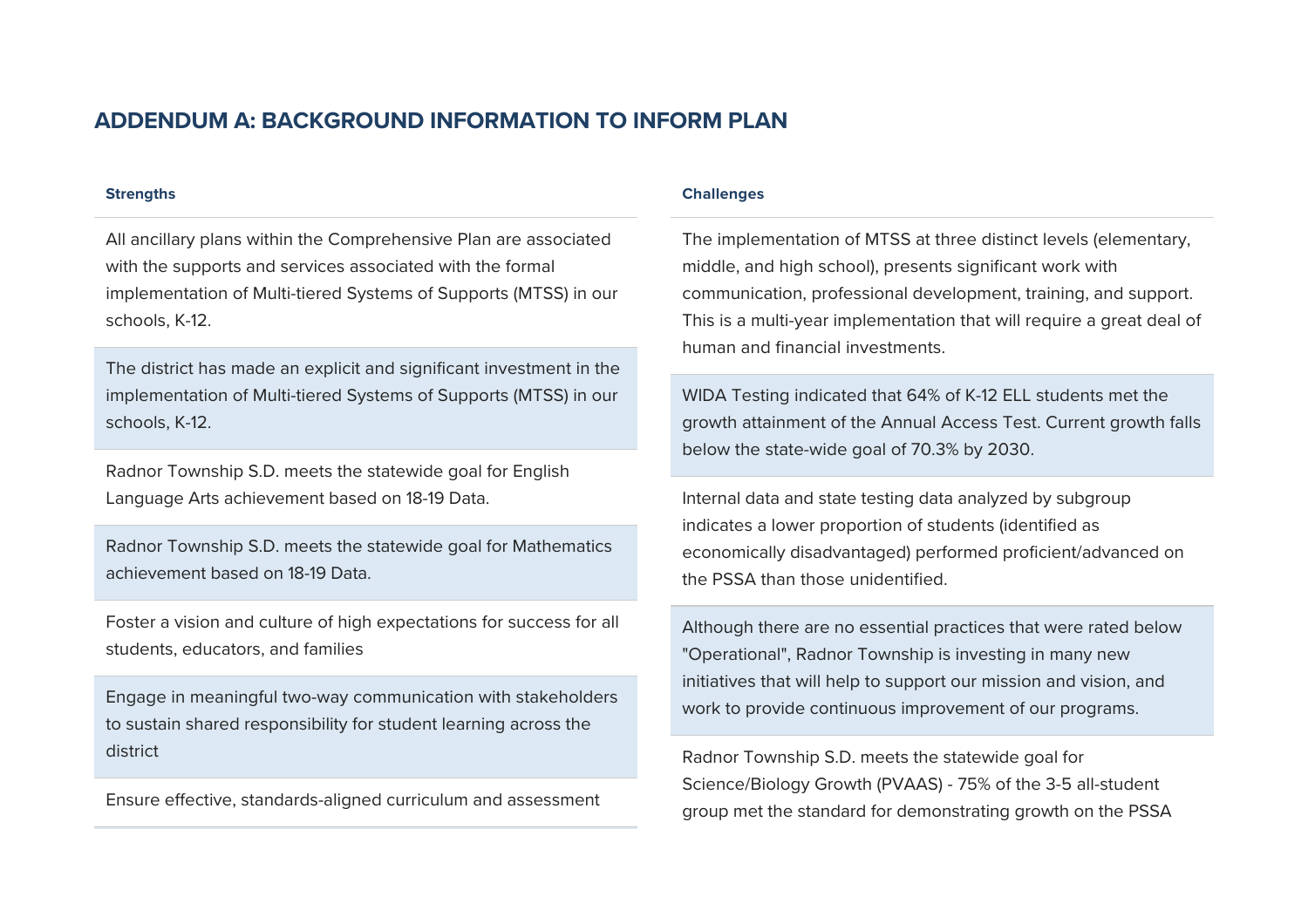## ADDENDUM A: BACKGROUND INFORMATION TO INFORM PLAN

| Strengths | Challenges |
|---|---|
| All ancillary plans within the Comprehensive Plan are associated with the supports and services associated with the formal implementation of Multi-tiered Systems of Supports (MTSS) in our schools, K-12. | The implementation of MTSS at three distinct levels (elementary, middle, and high school), presents significant work with communication, professional development, training, and support. This is a multi-year implementation that will require a great deal of human and financial investments. |
| The district has made an explicit and significant investment in the implementation of Multi-tiered Systems of Supports (MTSS) in our schools, K-12. | WIDA Testing indicated that 64% of K-12 ELL students met the growth attainment of the Annual Access Test. Current growth falls below the state-wide goal of 70.3% by 2030. |
| Radnor Township S.D. meets the statewide goal for English Language Arts achievement based on 18-19 Data. | Internal data and state testing data analyzed by subgroup indicates a lower proportion of students (identified as economically disadvantaged) performed proficient/advanced on the PSSA than those unidentified. |
| Radnor Township S.D. meets the statewide goal for Mathematics achievement based on 18-19 Data. | Although there are no essential practices that were rated below "Operational", Radnor Township is investing in many new initiatives that will help to support our mission and vision, and work to provide continuous improvement of our programs. |
| Foster a vision and culture of high expectations for success for all students, educators, and families | Radnor Township S.D. meets the statewide goal for Science/Biology Growth (PVAAS) - 75% of the 3-5 all-student group met the standard for demonstrating growth on the PSSA |
| Engage in meaningful two-way communication with stakeholders to sustain shared responsibility for student learning across the district | |
| Ensure effective, standards-aligned curriculum and assessment | |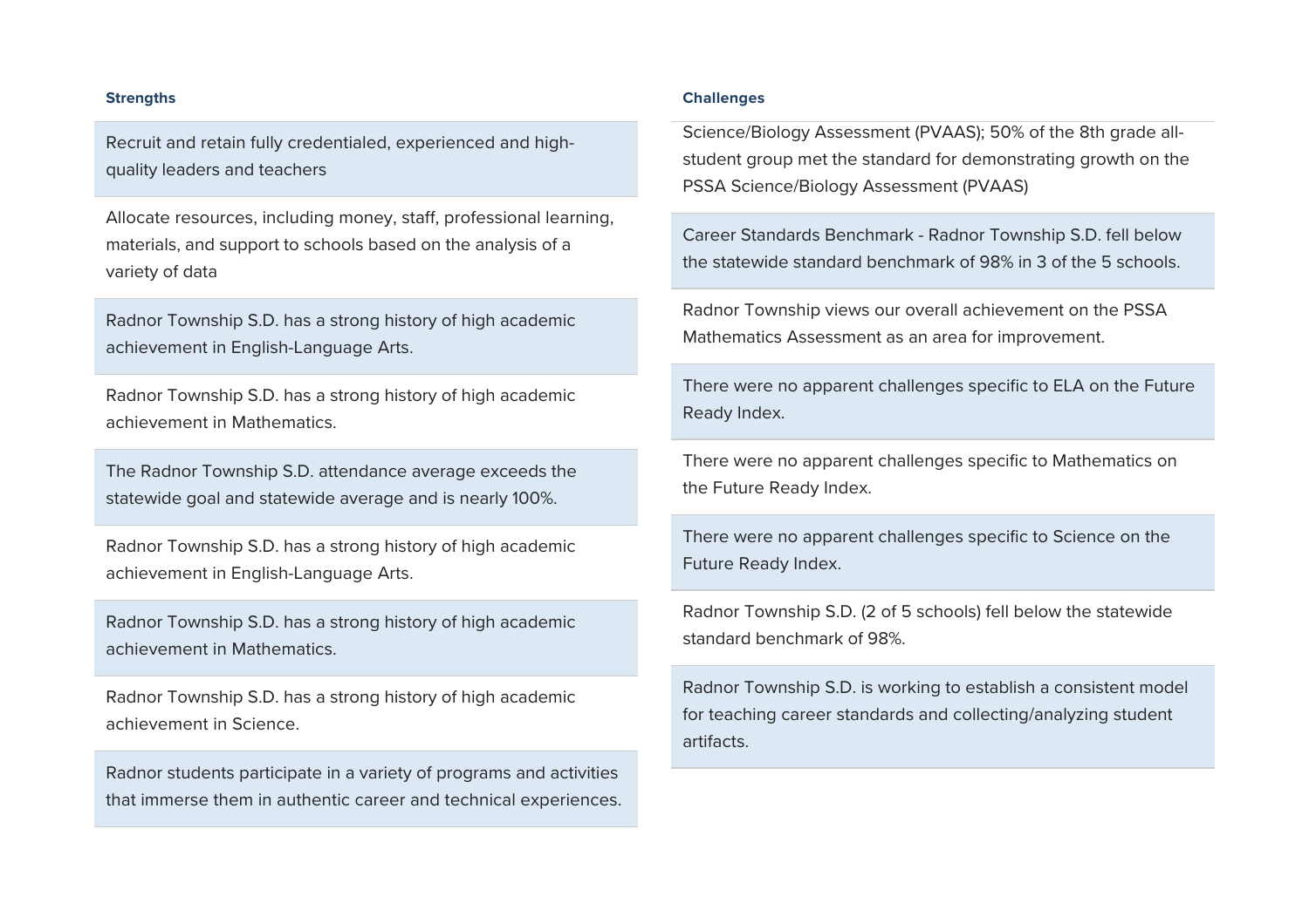| Strengths | Challenges |
| --- | --- |
| Recruit and retain fully credentialed, experienced and high-quality leaders and teachers | Science/Biology Assessment (PVAAS); 50% of the 8th grade all-student group met the standard for demonstrating growth on the PSSA Science/Biology Assessment (PVAAS) |
| Allocate resources, including money, staff, professional learning, materials, and support to schools based on the analysis of a variety of data | Career Standards Benchmark - Radnor Township S.D. fell below the statewide standard benchmark of 98% in 3 of the 5 schools. |
| Radnor Township S.D. has a strong history of high academic achievement in English-Language Arts. | Radnor Township views our overall achievement on the PSSA Mathematics Assessment as an area for improvement. |
| Radnor Township S.D. has a strong history of high academic achievement in Mathematics. | There were no apparent challenges specific to ELA on the Future Ready Index. |
| The Radnor Township S.D. attendance average exceeds the statewide goal and statewide average and is nearly 100%. | There were no apparent challenges specific to Mathematics on the Future Ready Index. |
| Radnor Township S.D. has a strong history of high academic achievement in English-Language Arts. | There were no apparent challenges specific to Science on the Future Ready Index. |
| Radnor Township S.D. has a strong history of high academic achievement in Mathematics. | Radnor Township S.D. (2 of 5 schools) fell below the statewide standard benchmark of 98%. |
| Radnor Township S.D. has a strong history of high academic achievement in Science. | Radnor Township S.D. is working to establish a consistent model for teaching career standards and collecting/analyzing student artifacts. |
| Radnor students participate in a variety of programs and activities that immerse them in authentic career and technical experiences. | |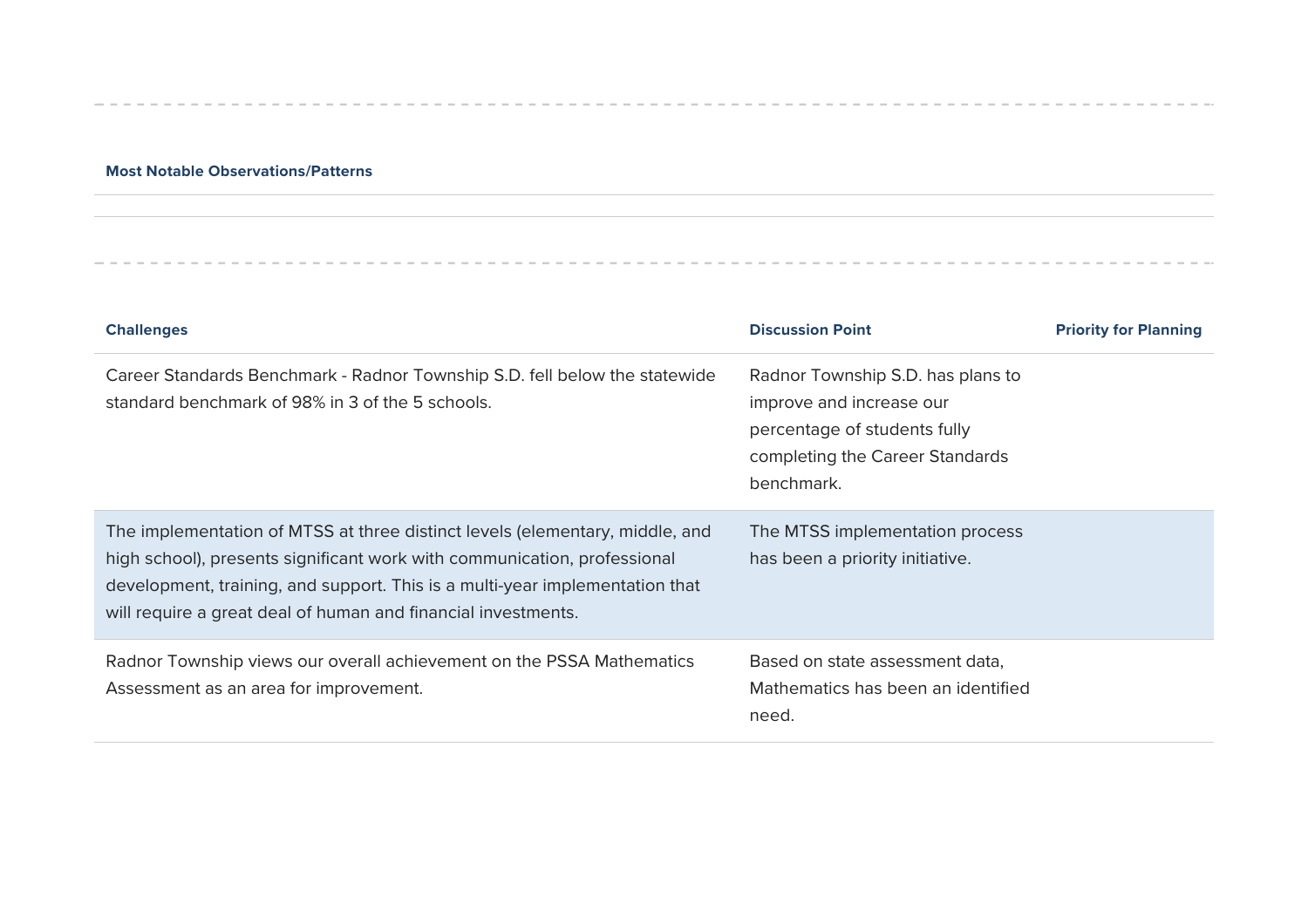**Most Notable Observations/Patterns**

| Challenges | Discussion Point | Priority for Planning |
| --- | --- | --- |
| Career Standards Benchmark - Radnor Township S.D. fell below the statewide standard benchmark of 98% in 3 of the 5 schools. | Radnor Township S.D. has plans to improve and increase our percentage of students fully completing the Career Standards benchmark. | |
| The implementation of MTSS at three distinct levels (elementary, middle, and high school), presents significant work with communication, professional development, training, and support. This is a multi-year implementation that will require a great deal of human and financial investments. | The MTSS implementation process has been a priority initiative. | |
| Radnor Township views our overall achievement on the PSSA Mathematics Assessment as an area for improvement. | Based on state assessment data, Mathematics has been an identified need. | |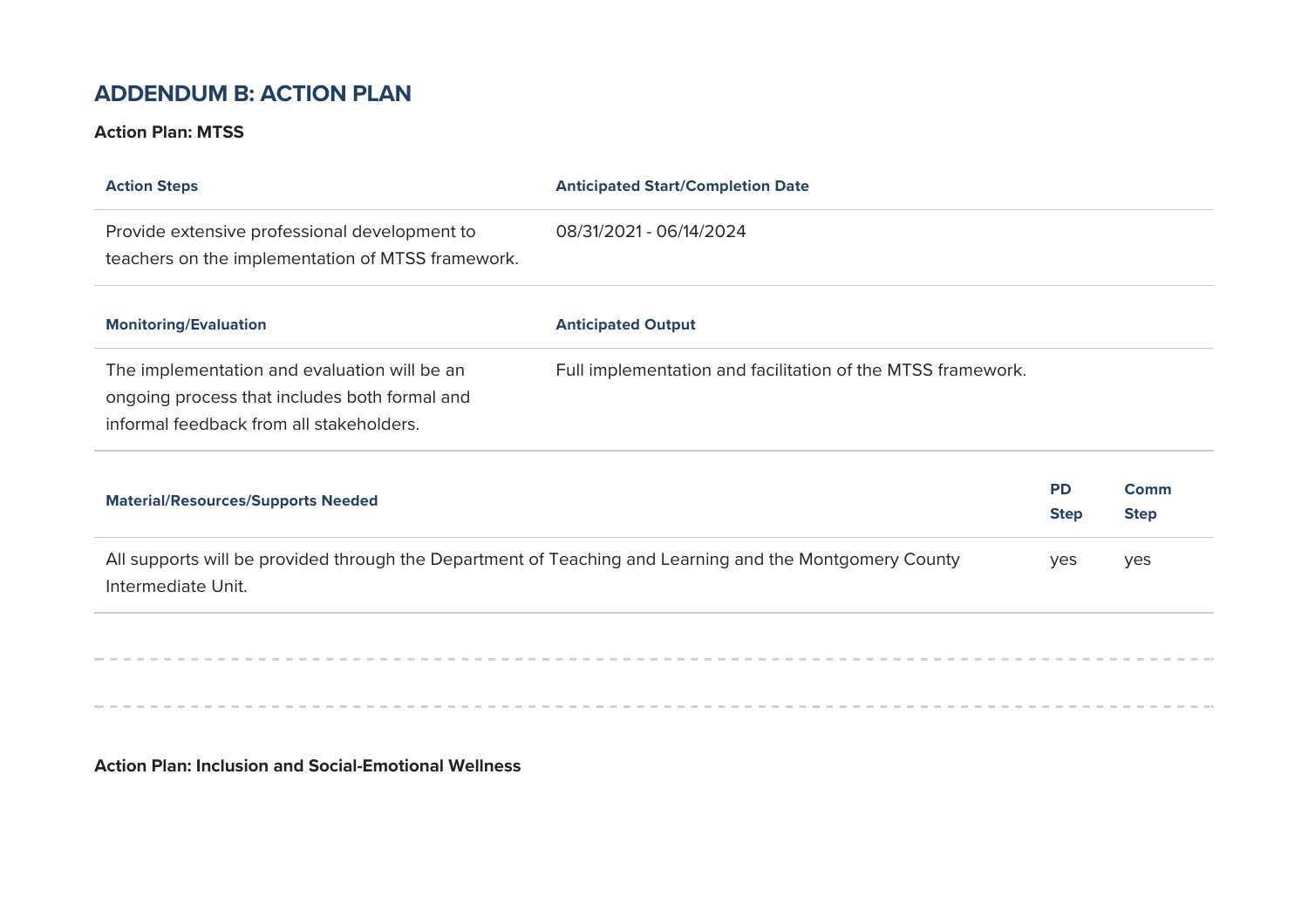## ADDENDUM B: ACTION PLAN

**Action Plan: MTSS**

| Action Steps | Anticipated Start/Completion Date |
|---|---|
| Provide extensive professional development to teachers on the implementation of MTSS framework. | 08/31/2021 - 06/14/2024 |

| Monitoring/Evaluation | Anticipated Output |
|---|---|
| The implementation and evaluation will be an ongoing process that includes both formal and informal feedback from all stakeholders. | Full implementation and facilitation of the MTSS framework. |

| Material/Resources/Supports Needed | PD Step | Comm Step |
|---|---|---|
| All supports will be provided through the Department of Teaching and Learning and the Montgomery County Intermediate Unit. | yes | yes |

**Action Plan: Inclusion and Social-Emotional Wellness**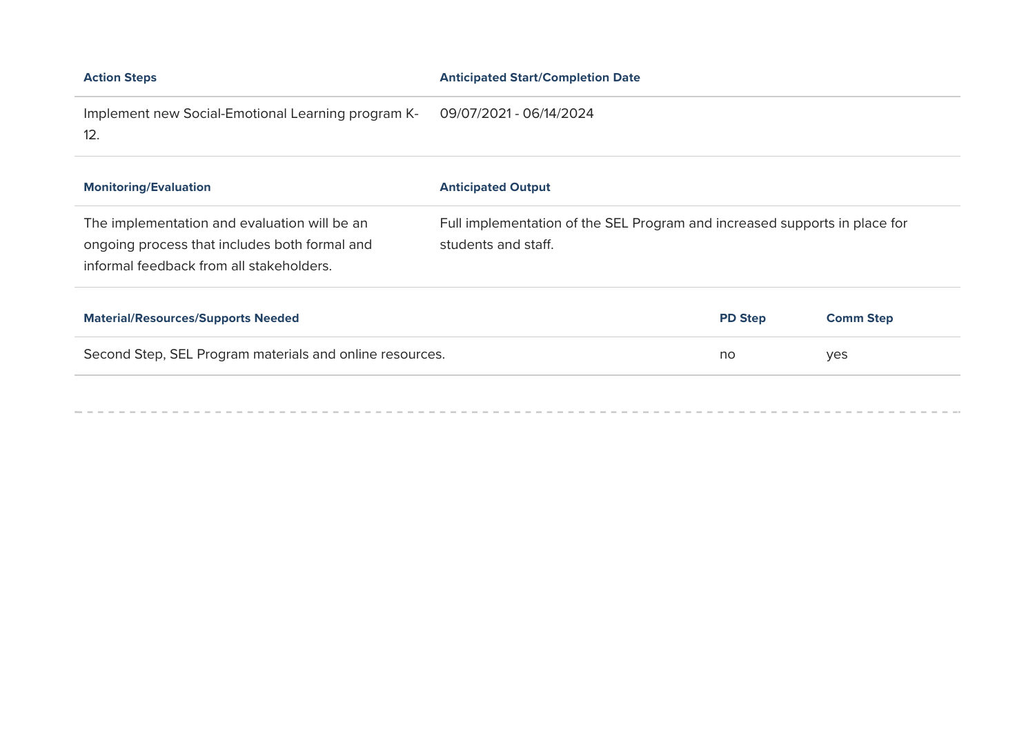| Action Steps | Anticipated Start/Completion Date |
| --- | --- |
| Implement new Social-Emotional Learning program K-12. | 09/07/2021 - 06/14/2024 |

| Monitoring/Evaluation | Anticipated Output |
| --- | --- |
| The implementation and evaluation will be an ongoing process that includes both formal and informal feedback from all stakeholders. | Full implementation of the SEL Program and increased supports in place for students and staff. |

| Material/Resources/Supports Needed | PD Step | Comm Step |
| --- | --- | --- |
| Second Step, SEL Program materials and online resources. | no | yes |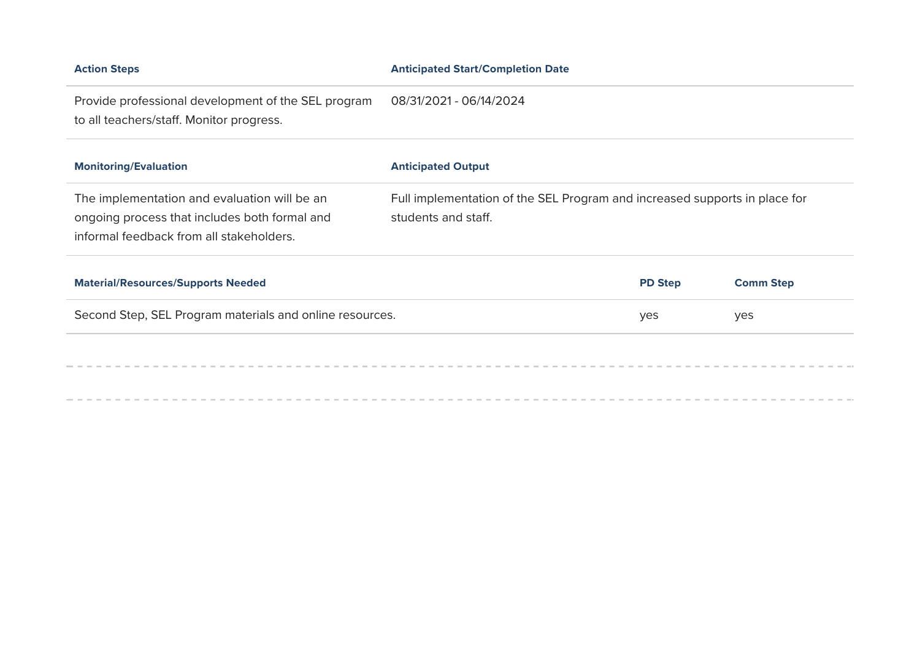| Action Steps | Anticipated Start/Completion Date |
| --- | --- |
| Provide professional development of the SEL program to all teachers/staff. Monitor progress. | 08/31/2021 - 06/14/2024 |

| Monitoring/Evaluation | Anticipated Output |
| --- | --- |
| The implementation and evaluation will be an ongoing process that includes both formal and informal feedback from all stakeholders. | Full implementation of the SEL Program and increased supports in place for students and staff. |

| Material/Resources/Supports Needed | PD Step | Comm Step |
| --- | --- | --- |
| Second Step, SEL Program materials and online resources. | yes | yes |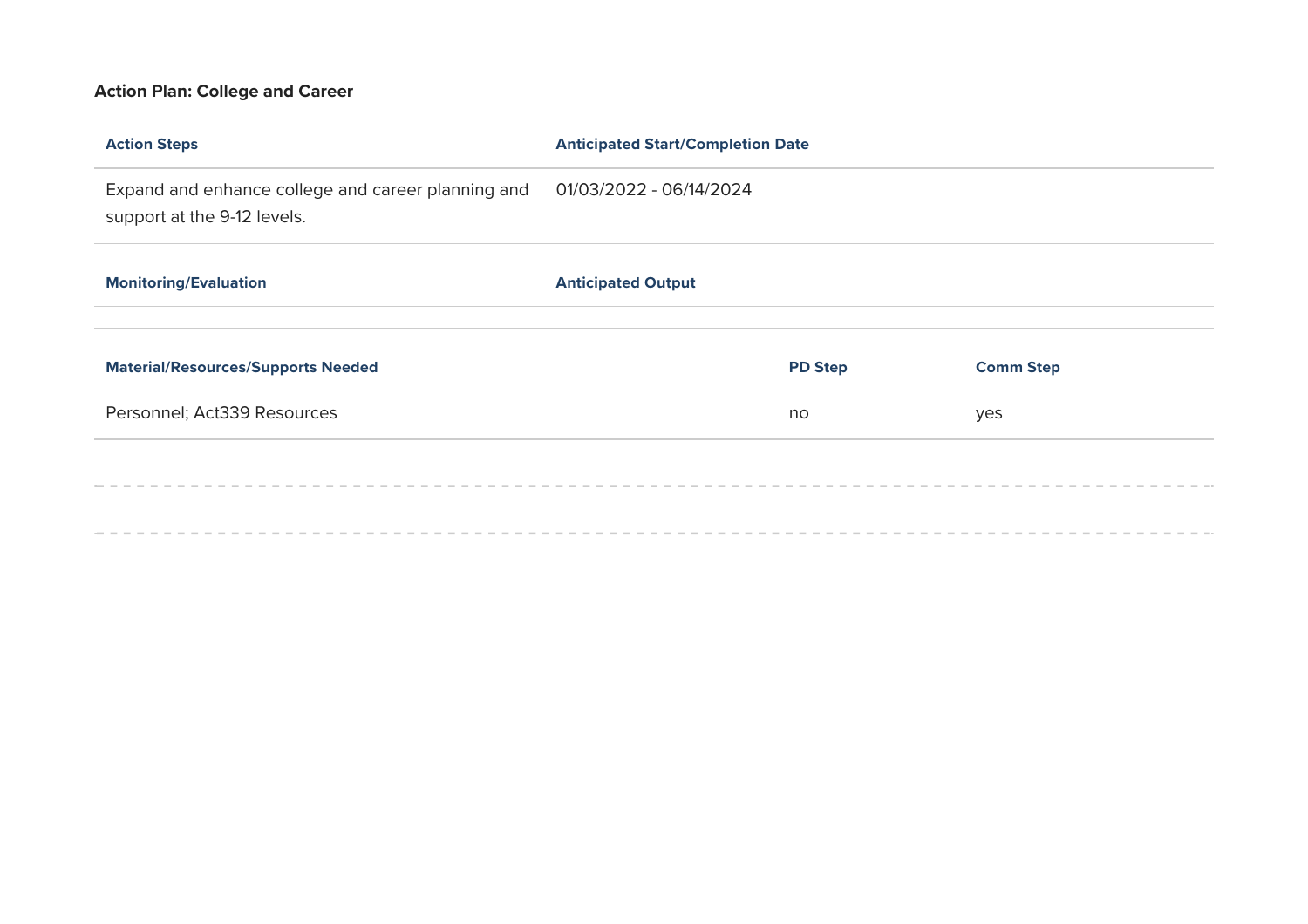**Action Plan: College and Career**

| Action Steps | Anticipated Start/Completion Date |
| --- | --- |
| Expand and enhance college and career planning and support at the 9-12 levels. | 01/03/2022 - 06/14/2024 |

| Monitoring/Evaluation | Anticipated Output |
| --- | --- |
| | |

| Material/Resources/Supports Needed | PD Step | Comm Step |
| --- | --- | --- |
| Personnel; Act339 Resources | no | yes |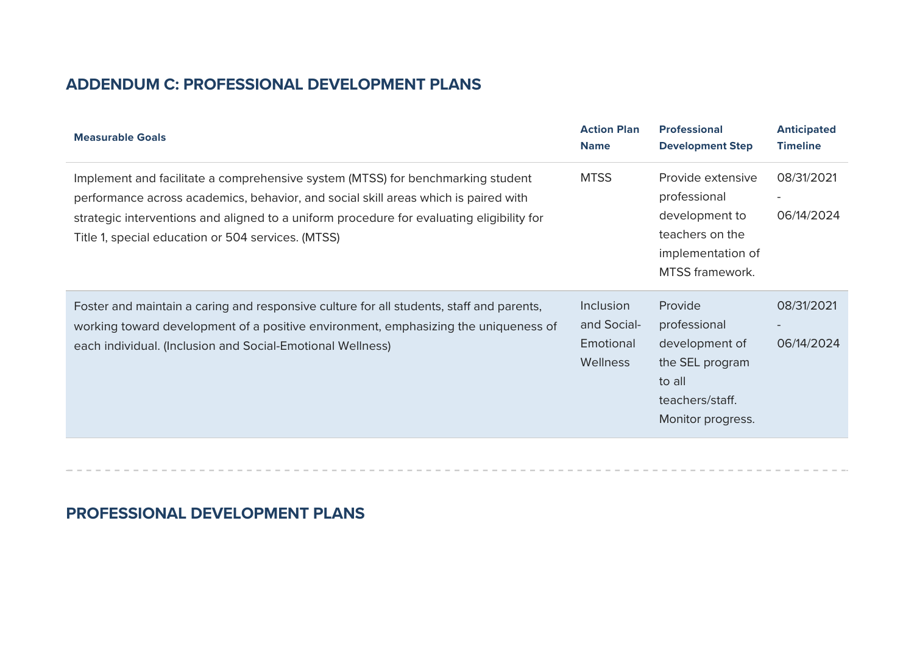## ADDENDUM C: PROFESSIONAL DEVELOPMENT PLANS

| Measurable Goals | Action Plan Name | Professional Development Step | Anticipated Timeline |
| --- | --- | --- | --- |
| Implement and facilitate a comprehensive system (MTSS) for benchmarking student performance across academics, behavior, and social skill areas which is paired with strategic interventions and aligned to a uniform procedure for evaluating eligibility for Title 1, special education or 504 services. (MTSS) | MTSS | Provide extensive professional development to teachers on the implementation of MTSS framework. | 08/31/2021 - 06/14/2024 |
| Foster and maintain a caring and responsive culture for all students, staff and parents, working toward development of a positive environment, emphasizing the uniqueness of each individual. (Inclusion and Social-Emotional Wellness) | Inclusion and Social-Emotional Wellness | Provide professional development of the SEL program to all teachers/staff. Monitor progress. | 08/31/2021 - 06/14/2024 |

## PROFESSIONAL DEVELOPMENT PLANS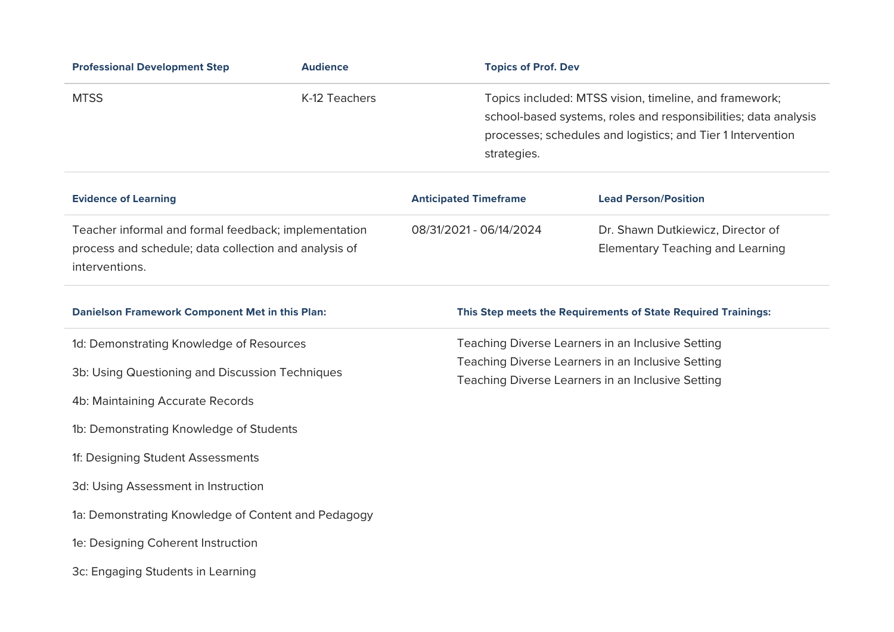| Professional Development Step | Audience | Topics of Prof. Dev |
| --- | --- | --- |
| MTSS | K-12 Teachers | Topics included: MTSS vision, timeline, and framework; school-based systems, roles and responsibilities; data analysis processes; schedules and logistics; and Tier 1 Intervention strategies. |

| Evidence of Learning | Anticipated Timeframe | Lead Person/Position |
| --- | --- | --- |
| Teacher informal and formal feedback; implementation process and schedule; data collection and analysis of interventions. | 08/31/2021 - 06/14/2024 | Dr. Shawn Dutkiewicz, Director of Elementary Teaching and Learning |

| Danielson Framework Component Met in this Plan: | This Step meets the Requirements of State Required Trainings: |
| --- | --- |
| 1d: Demonstrating Knowledge of Resources | Teaching Diverse Learners in an Inclusive Setting |
| 3b: Using Questioning and Discussion Techniques | Teaching Diverse Learners in an Inclusive Setting |
| 4b: Maintaining Accurate Records | Teaching Diverse Learners in an Inclusive Setting |
| 1b: Demonstrating Knowledge of Students | |
| 1f: Designing Student Assessments | |
| 3d: Using Assessment in Instruction | |
| 1a: Demonstrating Knowledge of Content and Pedagogy | |
| 1e: Designing Coherent Instruction | |
| 3c: Engaging Students in Learning | |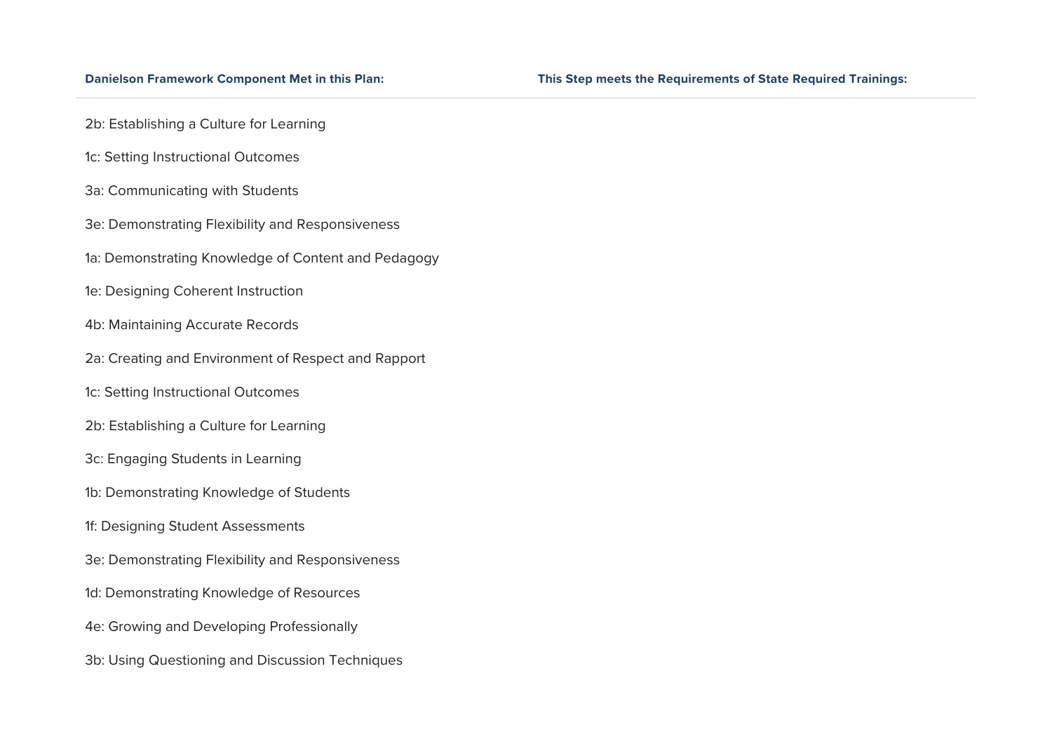| Danielson Framework Component Met in this Plan: | This Step meets the Requirements of State Required Trainings: |
| --- | --- |
| 2b: Establishing a Culture for Learning | |
| 1c: Setting Instructional Outcomes | |
| 3a: Communicating with Students | |
| 3e: Demonstrating Flexibility and Responsiveness | |
| 1a: Demonstrating Knowledge of Content and Pedagogy | |
| 1e: Designing Coherent Instruction | |
| 4b: Maintaining Accurate Records | |
| 2a: Creating and Environment of Respect and Rapport | |
| 1c: Setting Instructional Outcomes | |
| 2b: Establishing a Culture for Learning | |
| 3c: Engaging Students in Learning | |
| 1b: Demonstrating Knowledge of Students | |
| 1f: Designing Student Assessments | |
| 3e: Demonstrating Flexibility and Responsiveness | |
| 1d: Demonstrating Knowledge of Resources | |
| 4e: Growing and Developing Professionally | |
| 3b: Using Questioning and Discussion Techniques | |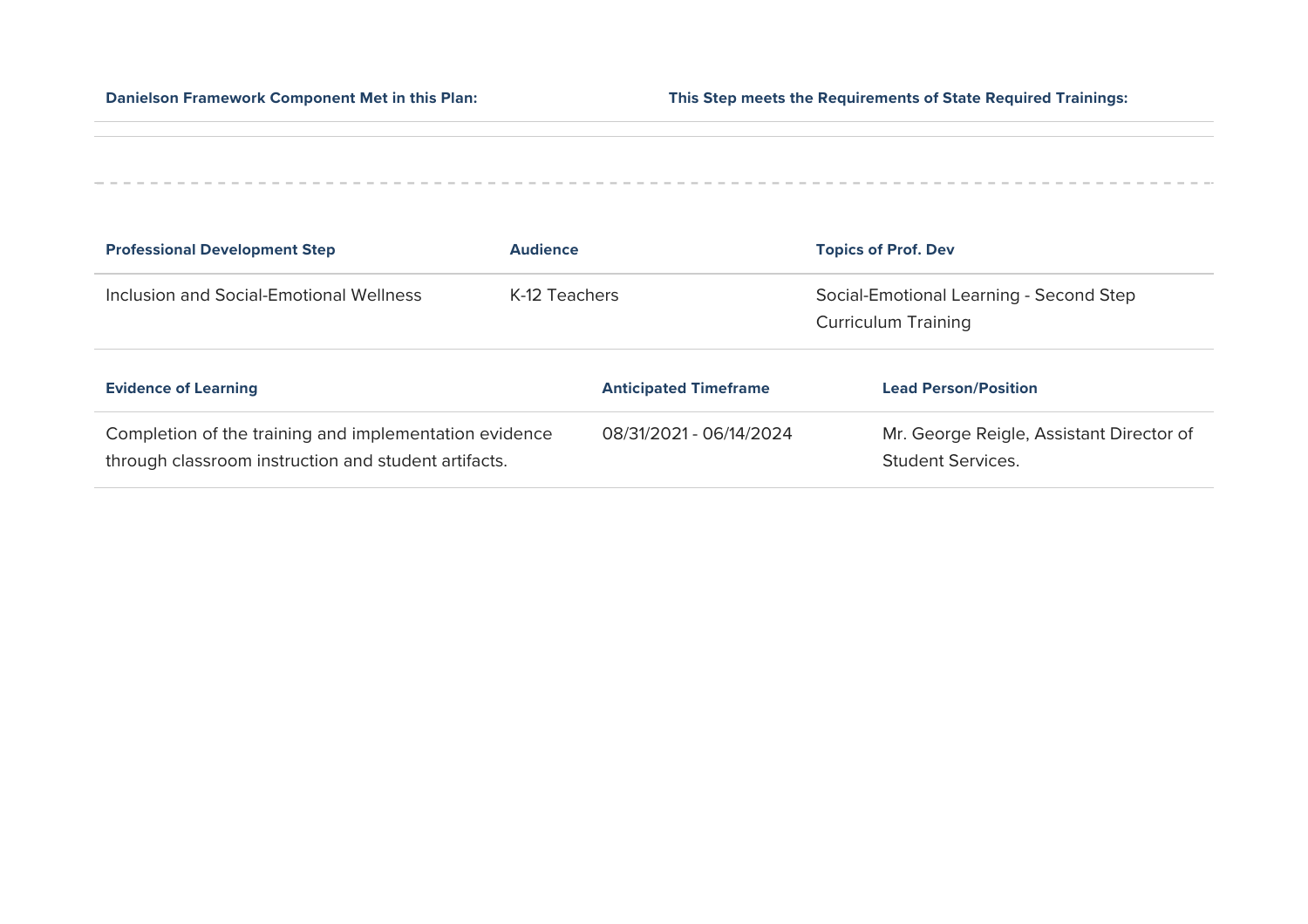| Danielson Framework Component Met in this Plan: | This Step meets the Requirements of State Required Trainings: |
| --- | --- |
| | |

| Professional Development Step | Audience | Topics of Prof. Dev |
| --- | --- | --- |
| Inclusion and Social-Emotional Wellness | K-12 Teachers | Social-Emotional Learning - Second Step Curriculum Training |

| Evidence of Learning | Anticipated Timeframe | Lead Person/Position |
| --- | --- | --- |
| Completion of the training and implementation evidence through classroom instruction and student artifacts. | 08/31/2021 - 06/14/2024 | Mr. George Reigle, Assistant Director of Student Services. |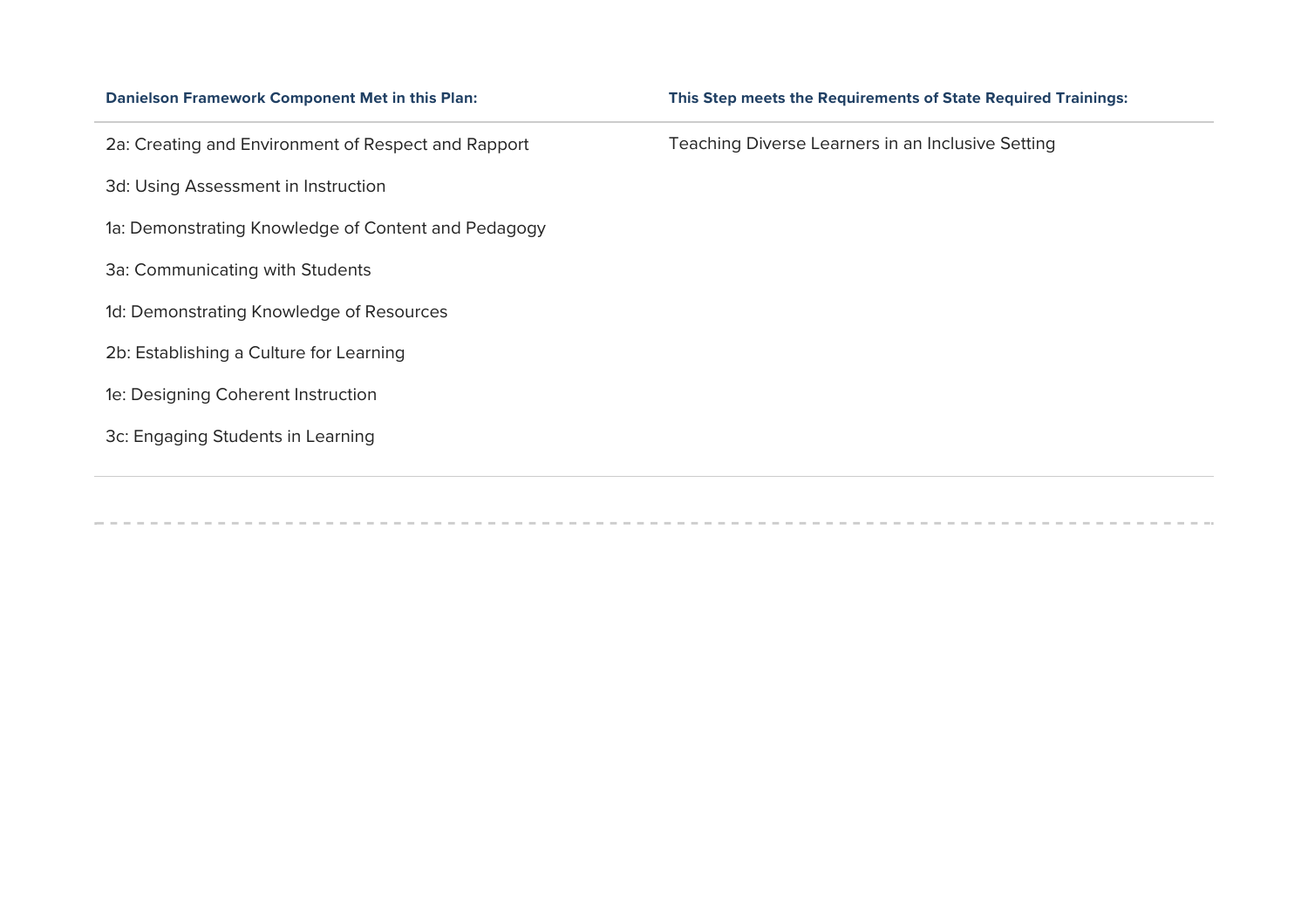| Danielson Framework Component Met in this Plan: | This Step meets the Requirements of State Required Trainings: |
| --- | --- |
| 2a: Creating and Environment of Respect and Rapport | Teaching Diverse Learners in an Inclusive Setting |
| 3d: Using Assessment in Instruction | |
| 1a: Demonstrating Knowledge of Content and Pedagogy | |
| 3a: Communicating with Students | |
| 1d: Demonstrating Knowledge of Resources | |
| 2b: Establishing a Culture for Learning | |
| 1e: Designing Coherent Instruction | |
| 3c: Engaging Students in Learning | |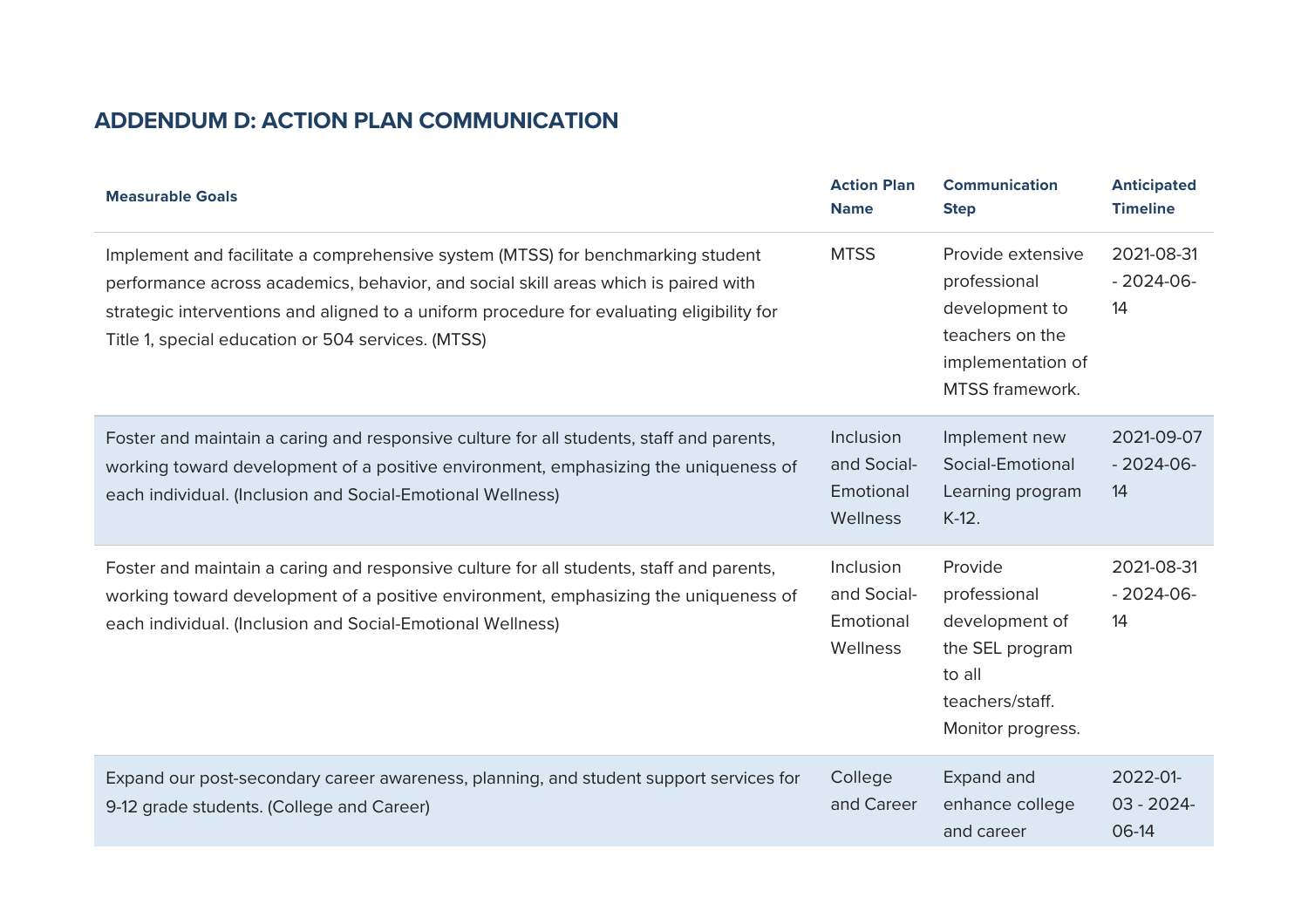## ADDENDUM D: ACTION PLAN COMMUNICATION

| Measurable Goals | Action Plan Name | Communication Step | Anticipated Timeline |
| --- | --- | --- | --- |
| Implement and facilitate a comprehensive system (MTSS) for benchmarking student performance across academics, behavior, and social skill areas which is paired with strategic interventions and aligned to a uniform procedure for evaluating eligibility for Title 1, special education or 504 services. (MTSS) | MTSS | Provide extensive professional development to teachers on the implementation of MTSS framework. | 2021-08-31 - 2024-06-14 |
| Foster and maintain a caring and responsive culture for all students, staff and parents, working toward development of a positive environment, emphasizing the uniqueness of each individual. (Inclusion and Social-Emotional Wellness) | Inclusion and Social-Emotional Wellness | Implement new Social-Emotional Learning program K-12. | 2021-09-07 - 2024-06-14 |
| Foster and maintain a caring and responsive culture for all students, staff and parents, working toward development of a positive environment, emphasizing the uniqueness of each individual. (Inclusion and Social-Emotional Wellness) | Inclusion and Social-Emotional Wellness | Provide professional development of the SEL program to all teachers/staff. Monitor progress. | 2021-08-31 - 2024-06-14 |
| Expand our post-secondary career awareness, planning, and student support services for 9-12 grade students. (College and Career) | College and Career | Expand and enhance college and career | 2022-01-03 - 2024-06-14 |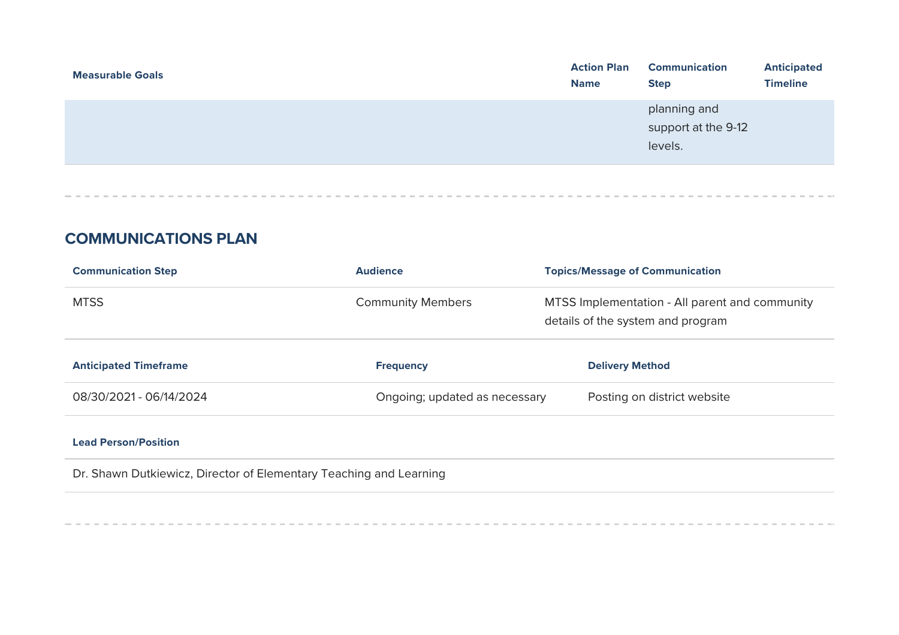| Measurable Goals | Action Plan Name | Communication Step | Anticipated Timeline |
| --- | --- | --- | --- |
| | | planning and support at the 9-12 levels. | |

## COMMUNICATIONS PLAN

| Communication Step | Audience | Topics/Message of Communication |
| --- | --- | --- |
| MTSS | Community Members | MTSS Implementation - All parent and community details of the system and program |

| Anticipated Timeframe | Frequency | Delivery Method |
| --- | --- | --- |
| 08/30/2021 - 06/14/2024 | Ongoing; updated as necessary | Posting on district website |

| Lead Person/Position |
| --- |
| Dr. Shawn Dutkiewicz, Director of Elementary Teaching and Learning |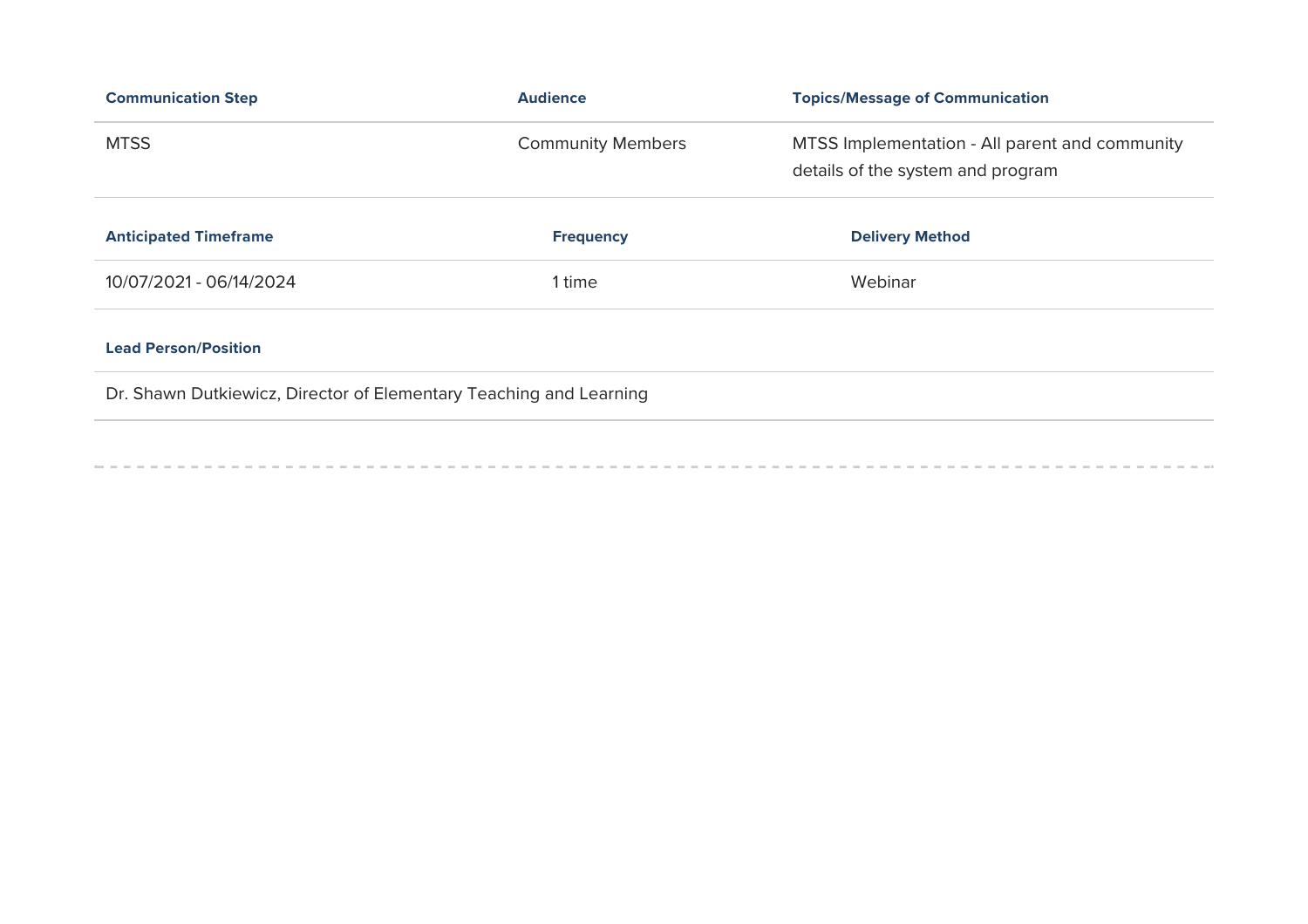| Communication Step | Audience | Topics/Message of Communication |
| --- | --- | --- |
| MTSS | Community Members | MTSS Implementation - All parent and community details of the system and program |

| Anticipated Timeframe | Frequency | Delivery Method |
| --- | --- | --- |
| 10/07/2021 - 06/14/2024 | 1 time | Webinar |

| Lead Person/Position |
| --- |
| Dr. Shawn Dutkiewicz, Director of Elementary Teaching and Learning |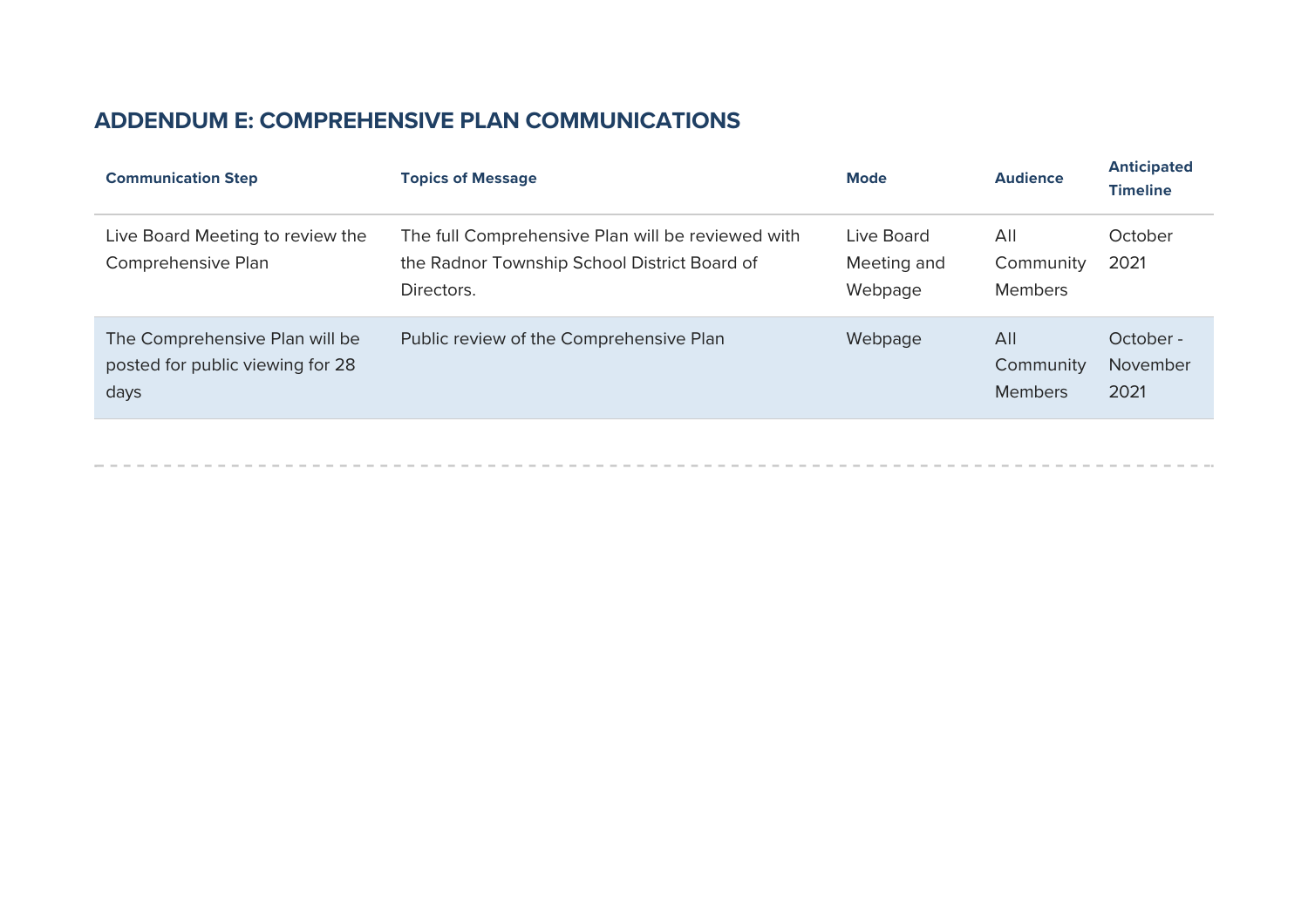## ADDENDUM E: COMPREHENSIVE PLAN COMMUNICATIONS

| Communication Step | Topics of Message | Mode | Audience | Anticipated Timeline |
|---|---|---|---|---|
| Live Board Meeting to review the Comprehensive Plan | The full Comprehensive Plan will be reviewed with the Radnor Township School District Board of Directors. | Live Board Meeting and Webpage | All Community Members | October 2021 |
| The Comprehensive Plan will be posted for public viewing for 28 days | Public review of the Comprehensive Plan | Webpage | All Community Members | October - November 2021 |